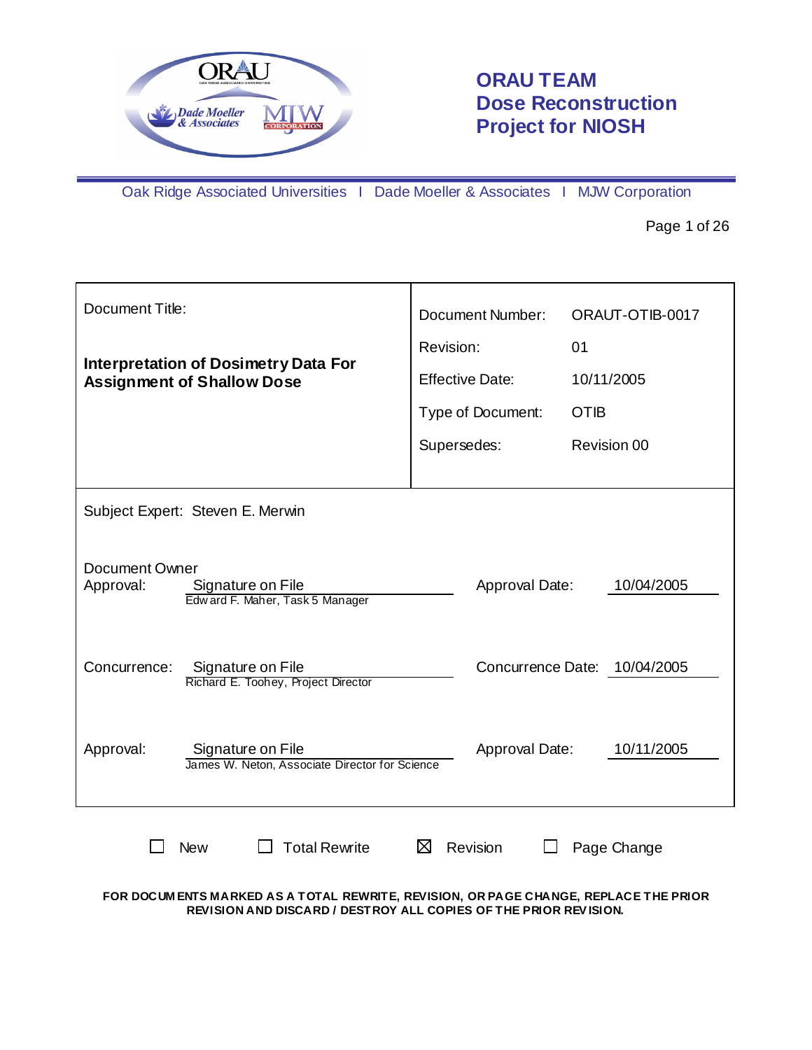# ORAU TEAM Dose Reconstruction Project for NIOSH

Oak Ridge Associated Universities I Dade Moeller & Associates I MJW Corporation

| Document Title: | |
|---|---|
| **Interpretation of Dosimetry Data For Assignment of Shallow Dose** | Document Number: ORAUT-OTIB-0017<br>Revision: 01<br>Effective Date: 10/11/2005<br>Type of Document: OTIB<br>Supersedes: Revision 00 |

Subject Expert: Steven E. Merwin

| | | | |
|---|---|---|---|
| Document Owner Approval: | Signature on File<br>Edward F. Maher, Task 5 Manager | Approval Date: | 10/04/2005 |
| Concurrence: | Signature on File<br>Richard E. Toohey, Project Director | Concurrence Date: | 10/04/2005 |
| Approval: | Signature on File<br>James W. Neton, Associate Director for Science | Approval Date: | 10/11/2005 |

☐ New ☐ Total Rewrite ☒ Revision ☐ Page Change

**FOR DOCUMENTS MARKED AS A TOTAL REWRITE, REVISION, OR PAGE CHANGE, REPLACE THE PRIOR REVISION AND DISCARD / DESTROY ALL COPIES OF THE PRIOR REVISION.**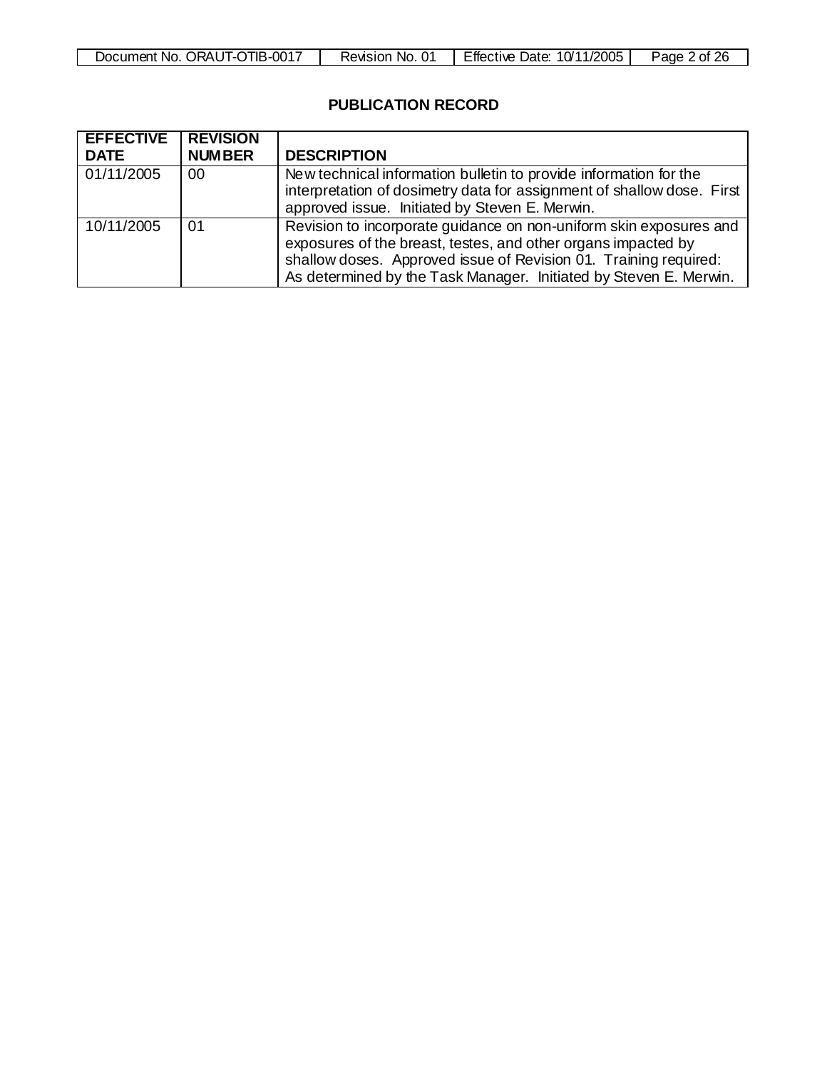## PUBLICATION RECORD

| EFFECTIVE DATE | REVISION NUMBER | DESCRIPTION |
|---|---|---|
| 01/11/2005 | 00 | New technical information bulletin to provide information for the interpretation of dosimetry data for assignment of shallow dose. First approved issue. Initiated by Steven E. Merwin. |
| 10/11/2005 | 01 | Revision to incorporate guidance on non-uniform skin exposures and exposures of the breast, testes, and other organs impacted by shallow doses. Approved issue of Revision 01. Training required: As determined by the Task Manager. Initiated by Steven E. Merwin. |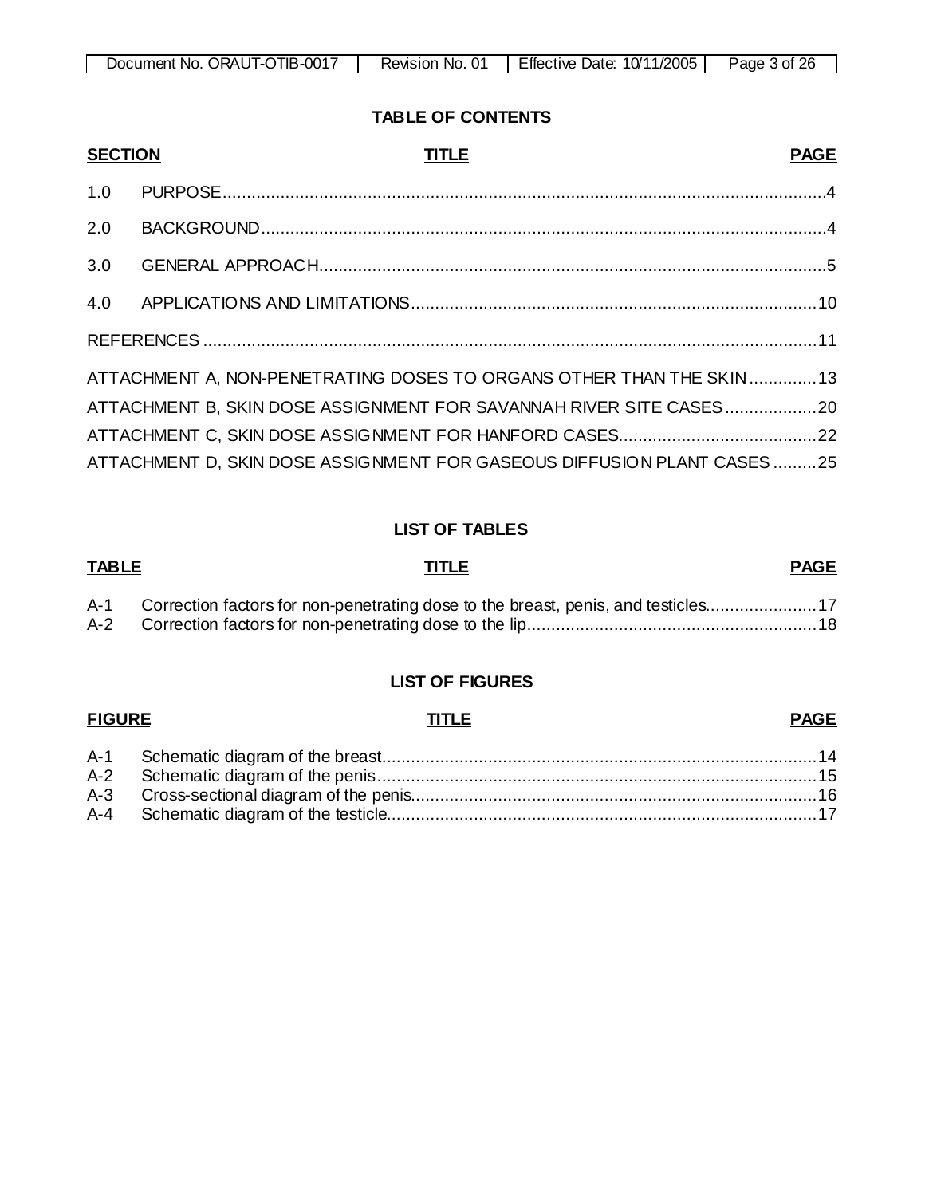## TABLE OF CONTENTS

| SECTION | TITLE | PAGE |
|---|---|---|
| 1.0 | PURPOSE | 4 |
| 2.0 | BACKGROUND | 4 |
| 3.0 | GENERAL APPROACH | 5 |
| 4.0 | APPLICATIONS AND LIMITATIONS | 10 |
| | REFERENCES | 11 |
| | ATTACHMENT A, NON-PENETRATING DOSES TO ORGANS OTHER THAN THE SKIN | 13 |
| | ATTACHMENT B, SKIN DOSE ASSIGNMENT FOR SAVANNAH RIVER SITE CASES | 20 |
| | ATTACHMENT C, SKIN DOSE ASSIGNMENT FOR HANFORD CASES | 22 |
| | ATTACHMENT D, SKIN DOSE ASSIGNMENT FOR GASEOUS DIFFUSION PLANT CASES | 25 |

## LIST OF TABLES

| TABLE | TITLE | PAGE |
|---|---|---|
| A-1 | Correction factors for non-penetrating dose to the breast, penis, and testicles | 17 |
| A-2 | Correction factors for non-penetrating dose to the lip | 18 |

## LIST OF FIGURES

| FIGURE | TITLE | PAGE |
|---|---|---|
| A-1 | Schematic diagram of the breast | 14 |
| A-2 | Schematic diagram of the penis | 15 |
| A-3 | Cross-sectional diagram of the penis | 16 |
| A-4 | Schematic diagram of the testicle | 17 |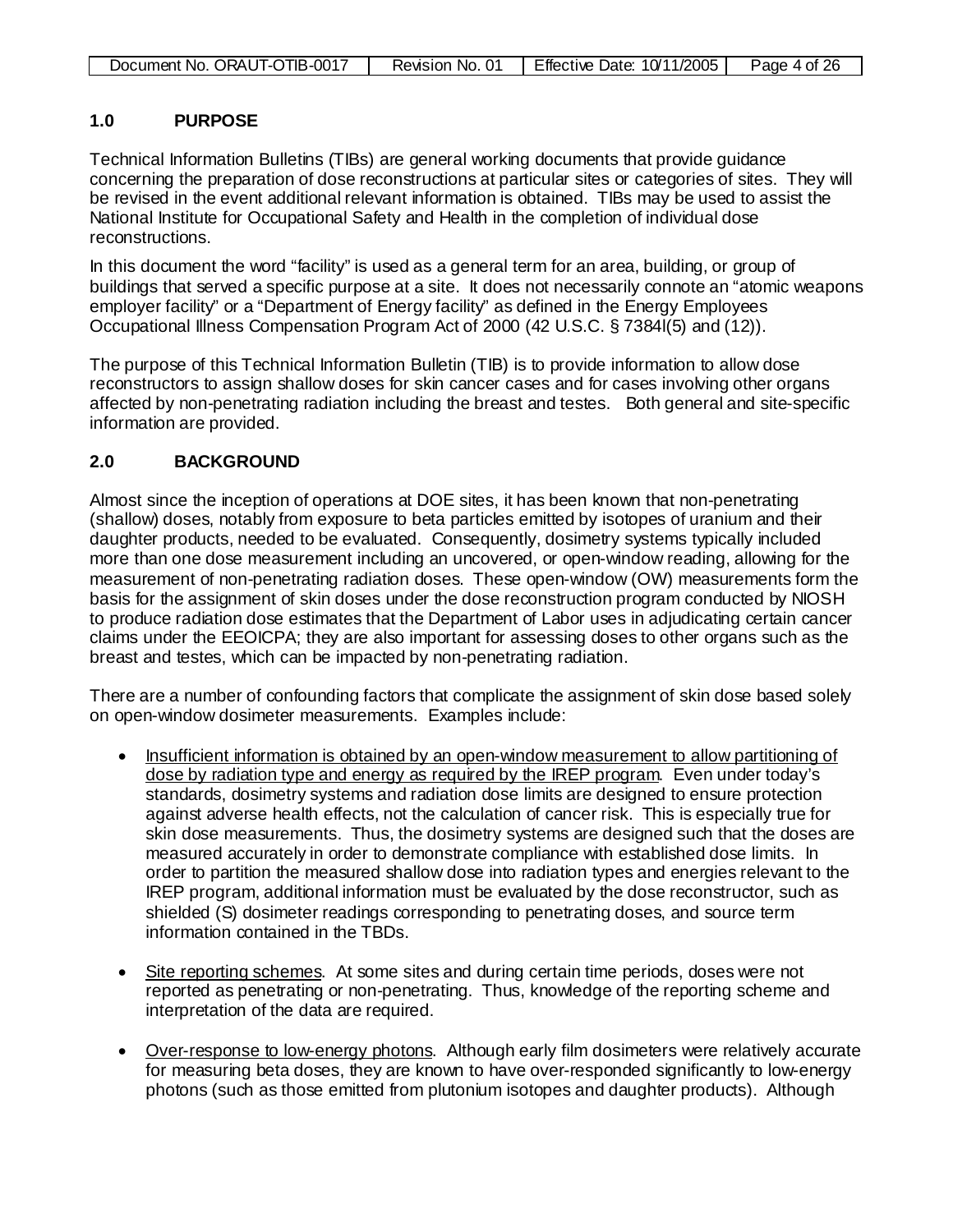## 1.0 PURPOSE

Technical Information Bulletins (TIBs) are general working documents that provide guidance concerning the preparation of dose reconstructions at particular sites or categories of sites. They will be revised in the event additional relevant information is obtained. TIBs may be used to assist the National Institute for Occupational Safety and Health in the completion of individual dose reconstructions.

In this document the word "facility" is used as a general term for an area, building, or group of buildings that served a specific purpose at a site. It does not necessarily connote an "atomic weapons employer facility" or a "Department of Energy facility" as defined in the Energy Employees Occupational Illness Compensation Program Act of 2000 (42 U.S.C. § 7384l(5) and (12)).

The purpose of this Technical Information Bulletin (TIB) is to provide information to allow dose reconstructors to assign shallow doses for skin cancer cases and for cases involving other organs affected by non-penetrating radiation including the breast and testes. Both general and site-specific information are provided.

## 2.0 BACKGROUND

Almost since the inception of operations at DOE sites, it has been known that non-penetrating (shallow) doses, notably from exposure to beta particles emitted by isotopes of uranium and their daughter products, needed to be evaluated. Consequently, dosimetry systems typically included more than one dose measurement including an uncovered, or open-window reading, allowing for the measurement of non-penetrating radiation doses. These open-window (OW) measurements form the basis for the assignment of skin doses under the dose reconstruction program conducted by NIOSH to produce radiation dose estimates that the Department of Labor uses in adjudicating certain cancer claims under the EEOICPA; they are also important for assessing doses to other organs such as the breast and testes, which can be impacted by non-penetrating radiation.

There are a number of confounding factors that complicate the assignment of skin dose based solely on open-window dosimeter measurements. Examples include:

- Insufficient information is obtained by an open-window measurement to allow partitioning of dose by radiation type and energy as required by the IREP program. Even under today's standards, dosimetry systems and radiation dose limits are designed to ensure protection against adverse health effects, not the calculation of cancer risk. This is especially true for skin dose measurements. Thus, the dosimetry systems are designed such that the doses are measured accurately in order to demonstrate compliance with established dose limits. In order to partition the measured shallow dose into radiation types and energies relevant to the IREP program, additional information must be evaluated by the dose reconstructor, such as shielded (S) dosimeter readings corresponding to penetrating doses, and source term information contained in the TBDs.

- Site reporting schemes. At some sites and during certain time periods, doses were not reported as penetrating or non-penetrating. Thus, knowledge of the reporting scheme and interpretation of the data are required.

- Over-response to low-energy photons. Although early film dosimeters were relatively accurate for measuring beta doses, they are known to have over-responded significantly to low-energy photons (such as those emitted from plutonium isotopes and daughter products). Although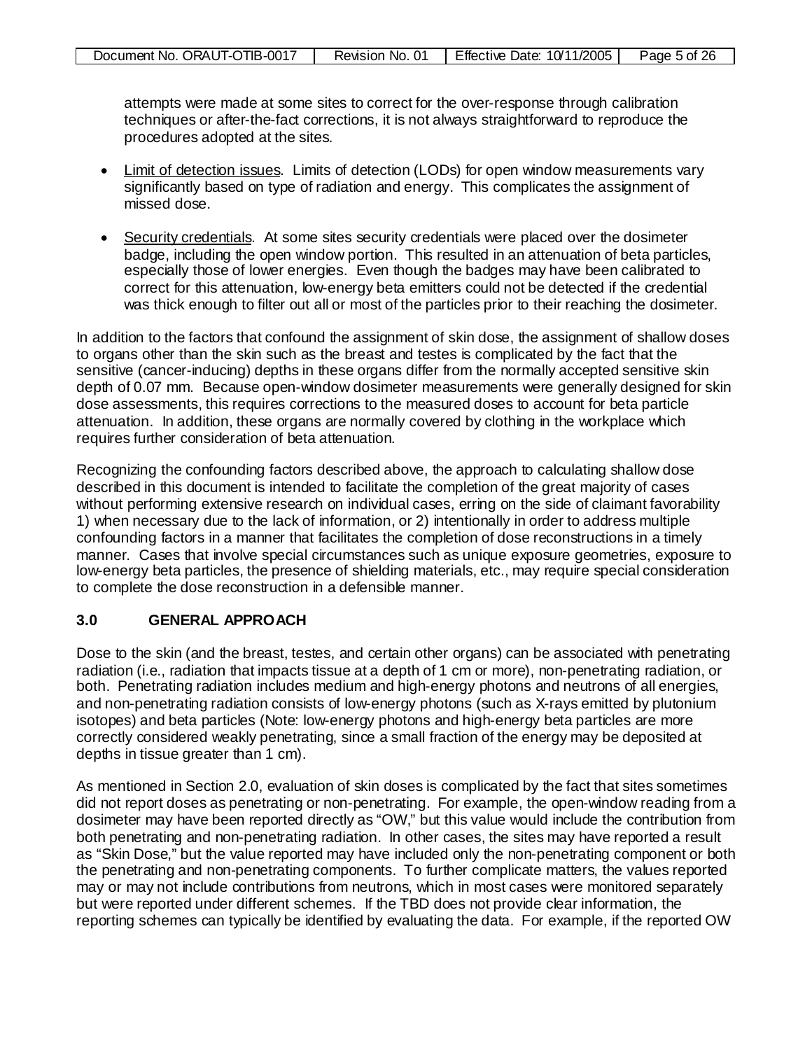attempts were made at some sites to correct for the over-response through calibration techniques or after-the-fact corrections, it is not always straightforward to reproduce the procedures adopted at the sites.

- Limit of detection issues. Limits of detection (LODs) for open window measurements vary significantly based on type of radiation and energy. This complicates the assignment of missed dose.
- Security credentials. At some sites security credentials were placed over the dosimeter badge, including the open window portion. This resulted in an attenuation of beta particles, especially those of lower energies. Even though the badges may have been calibrated to correct for this attenuation, low-energy beta emitters could not be detected if the credential was thick enough to filter out all or most of the particles prior to their reaching the dosimeter.

In addition to the factors that confound the assignment of skin dose, the assignment of shallow doses to organs other than the skin such as the breast and testes is complicated by the fact that the sensitive (cancer-inducing) depths in these organs differ from the normally accepted sensitive skin depth of 0.07 mm. Because open-window dosimeter measurements were generally designed for skin dose assessments, this requires corrections to the measured doses to account for beta particle attenuation. In addition, these organs are normally covered by clothing in the workplace which requires further consideration of beta attenuation.

Recognizing the confounding factors described above, the approach to calculating shallow dose described in this document is intended to facilitate the completion of the great majority of cases without performing extensive research on individual cases, erring on the side of claimant favorability 1) when necessary due to the lack of information, or 2) intentionally in order to address multiple confounding factors in a manner that facilitates the completion of dose reconstructions in a timely manner. Cases that involve special circumstances such as unique exposure geometries, exposure to low-energy beta particles, the presence of shielding materials, etc., may require special consideration to complete the dose reconstruction in a defensible manner.

## 3.0 GENERAL APPROACH

Dose to the skin (and the breast, testes, and certain other organs) can be associated with penetrating radiation (i.e., radiation that impacts tissue at a depth of 1 cm or more), non-penetrating radiation, or both. Penetrating radiation includes medium and high-energy photons and neutrons of all energies, and non-penetrating radiation consists of low-energy photons (such as X-rays emitted by plutonium isotopes) and beta particles (Note: low-energy photons and high-energy beta particles are more correctly considered weakly penetrating, since a small fraction of the energy may be deposited at depths in tissue greater than 1 cm).

As mentioned in Section 2.0, evaluation of skin doses is complicated by the fact that sites sometimes did not report doses as penetrating or non-penetrating. For example, the open-window reading from a dosimeter may have been reported directly as "OW," but this value would include the contribution from both penetrating and non-penetrating radiation. In other cases, the sites may have reported a result as "Skin Dose," but the value reported may have included only the non-penetrating component or both the penetrating and non-penetrating components. To further complicate matters, the values reported may or may not include contributions from neutrons, which in most cases were monitored separately but were reported under different schemes. If the TBD does not provide clear information, the reporting schemes can typically be identified by evaluating the data. For example, if the reported OW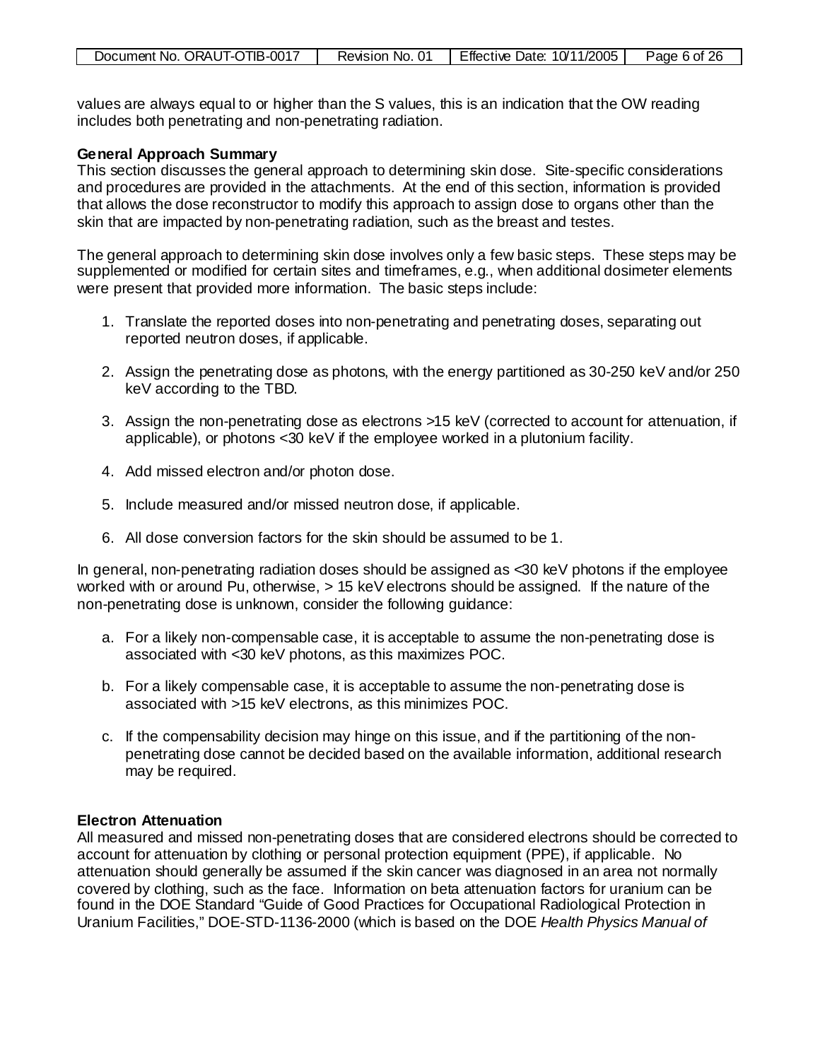values are always equal to or higher than the S values, this is an indication that the OW reading includes both penetrating and non-penetrating radiation.

**General Approach Summary**

This section discusses the general approach to determining skin dose. Site-specific considerations and procedures are provided in the attachments. At the end of this section, information is provided that allows the dose reconstructor to modify this approach to assign dose to organs other than the skin that are impacted by non-penetrating radiation, such as the breast and testes.

The general approach to determining skin dose involves only a few basic steps. These steps may be supplemented or modified for certain sites and timeframes, e.g., when additional dosimeter elements were present that provided more information. The basic steps include:

1. Translate the reported doses into non-penetrating and penetrating doses, separating out reported neutron doses, if applicable.
2. Assign the penetrating dose as photons, with the energy partitioned as 30-250 keV and/or 250 keV according to the TBD.
3. Assign the non-penetrating dose as electrons >15 keV (corrected to account for attenuation, if applicable), or photons <30 keV if the employee worked in a plutonium facility.
4. Add missed electron and/or photon dose.
5. Include measured and/or missed neutron dose, if applicable.
6. All dose conversion factors for the skin should be assumed to be 1.

In general, non-penetrating radiation doses should be assigned as <30 keV photons if the employee worked with or around Pu, otherwise, > 15 keV electrons should be assigned. If the nature of the non-penetrating dose is unknown, consider the following guidance:

a. For a likely non-compensable case, it is acceptable to assume the non-penetrating dose is associated with <30 keV photons, as this maximizes POC.
b. For a likely compensable case, it is acceptable to assume the non-penetrating dose is associated with >15 keV electrons, as this minimizes POC.
c. If the compensability decision may hinge on this issue, and if the partitioning of the non-penetrating dose cannot be decided based on the available information, additional research may be required.

**Electron Attenuation**

All measured and missed non-penetrating doses that are considered electrons should be corrected to account for attenuation by clothing or personal protection equipment (PPE), if applicable. No attenuation should generally be assumed if the skin cancer was diagnosed in an area not normally covered by clothing, such as the face. Information on beta attenuation factors for uranium can be found in the DOE Standard "Guide of Good Practices for Occupational Radiological Protection in Uranium Facilities," DOE-STD-1136-2000 (which is based on the DOE *Health Physics Manual of*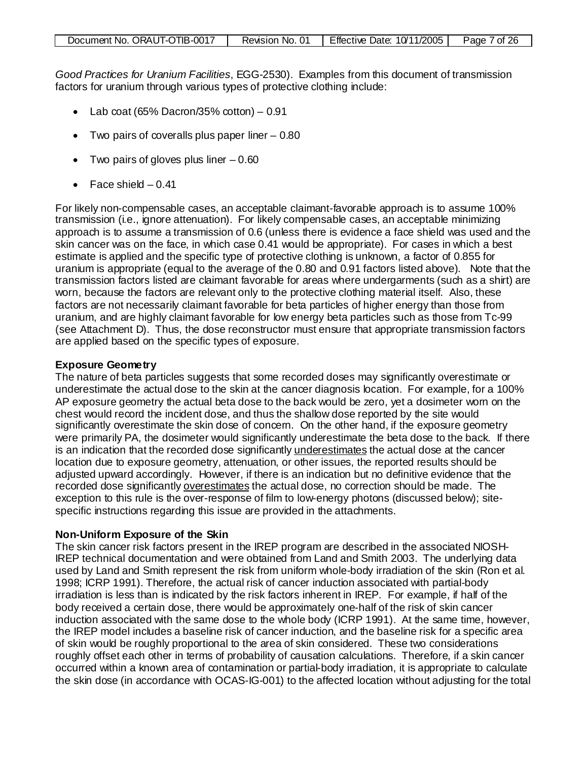*Good Practices for Uranium Facilities*, EGG-2530). Examples from this document of transmission factors for uranium through various types of protective clothing include:

- Lab coat (65% Dacron/35% cotton) – 0.91
- Two pairs of coveralls plus paper liner – 0.80
- Two pairs of gloves plus liner – 0.60
- Face shield – 0.41

For likely non-compensable cases, an acceptable claimant-favorable approach is to assume 100% transmission (i.e., ignore attenuation). For likely compensable cases, an acceptable minimizing approach is to assume a transmission of 0.6 (unless there is evidence a face shield was used and the skin cancer was on the face, in which case 0.41 would be appropriate). For cases in which a best estimate is applied and the specific type of protective clothing is unknown, a factor of 0.855 for uranium is appropriate (equal to the average of the 0.80 and 0.91 factors listed above). Note that the transmission factors listed are claimant favorable for areas where undergarments (such as a shirt) are worn, because the factors are relevant only to the protective clothing material itself. Also, these factors are not necessarily claimant favorable for beta particles of higher energy than those from uranium, and are highly claimant favorable for low energy beta particles such as those from Tc-99 (see Attachment D). Thus, the dose reconstructor must ensure that appropriate transmission factors are applied based on the specific types of exposure.

**Exposure Geometry**

The nature of beta particles suggests that some recorded doses may significantly overestimate or underestimate the actual dose to the skin at the cancer diagnosis location. For example, for a 100% AP exposure geometry the actual beta dose to the back would be zero, yet a dosimeter worn on the chest would record the incident dose, and thus the shallow dose reported by the site would significantly overestimate the skin dose of concern. On the other hand, if the exposure geometry were primarily PA, the dosimeter would significantly underestimate the beta dose to the back. If there is an indication that the recorded dose significantly underestimates the actual dose at the cancer location due to exposure geometry, attenuation, or other issues, the reported results should be adjusted upward accordingly. However, if there is an indication but no definitive evidence that the recorded dose significantly overestimates the actual dose, no correction should be made. The exception to this rule is the over-response of film to low-energy photons (discussed below); site-specific instructions regarding this issue are provided in the attachments.

**Non-Uniform Exposure of the Skin**

The skin cancer risk factors present in the IREP program are described in the associated NIOSH-IREP technical documentation and were obtained from Land and Smith 2003. The underlying data used by Land and Smith represent the risk from uniform whole-body irradiation of the skin (Ron et al. 1998; ICRP 1991). Therefore, the actual risk of cancer induction associated with partial-body irradiation is less than is indicated by the risk factors inherent in IREP. For example, if half of the body received a certain dose, there would be approximately one-half of the risk of skin cancer induction associated with the same dose to the whole body (ICRP 1991). At the same time, however, the IREP model includes a baseline risk of cancer induction, and the baseline risk for a specific area of skin would be roughly proportional to the area of skin considered. These two considerations roughly offset each other in terms of probability of causation calculations. Therefore, if a skin cancer occurred within a known area of contamination or partial-body irradiation, it is appropriate to calculate the skin dose (in accordance with OCAS-IG-001) to the affected location without adjusting for the total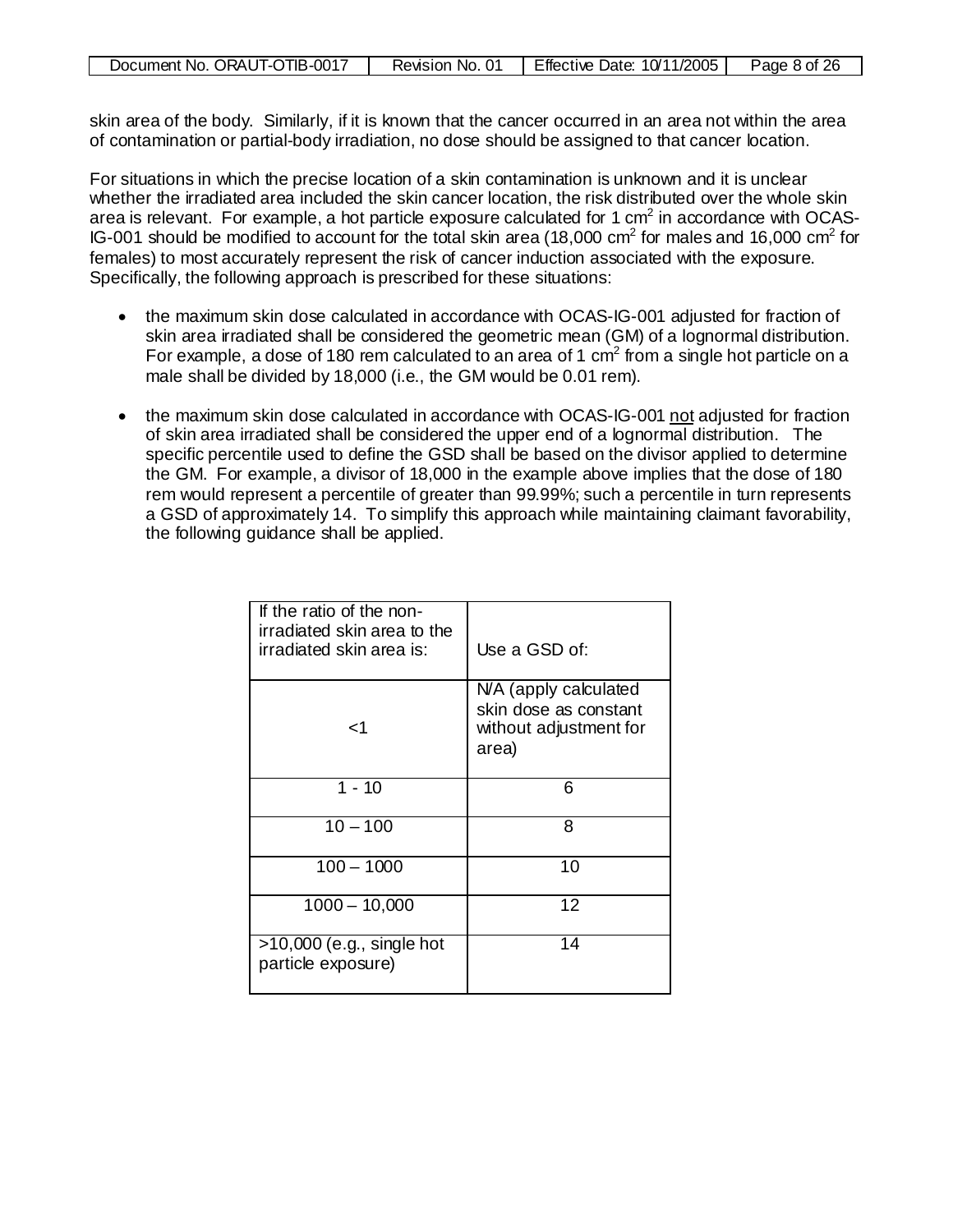skin area of the body. Similarly, if it is known that the cancer occurred in an area not within the area of contamination or partial-body irradiation, no dose should be assigned to that cancer location.

For situations in which the precise location of a skin contamination is unknown and it is unclear whether the irradiated area included the skin cancer location, the risk distributed over the whole skin area is relevant. For example, a hot particle exposure calculated for 1 $cm^2$ in accordance with OCAS-IG-001 should be modified to account for the total skin area (18,000 $cm^2$ for males and 16,000 $cm^2$ for females) to most accurately represent the risk of cancer induction associated with the exposure. Specifically, the following approach is prescribed for these situations:

- the maximum skin dose calculated in accordance with OCAS-IG-001 adjusted for fraction of skin area irradiated shall be considered the geometric mean (GM) of a lognormal distribution. For example, a dose of 180 rem calculated to an area of 1 $cm^2$ from a single hot particle on a male shall be divided by 18,000 (i.e., the GM would be 0.01 rem).
- the maximum skin dose calculated in accordance with OCAS-IG-001 not adjusted for fraction of skin area irradiated shall be considered the upper end of a lognormal distribution. The specific percentile used to define the GSD shall be based on the divisor applied to determine the GM. For example, a divisor of 18,000 in the example above implies that the dose of 180 rem would represent a percentile of greater than 99.99%; such a percentile in turn represents a GSD of approximately 14. To simplify this approach while maintaining claimant favorability, the following guidance shall be applied.

| If the ratio of the non-irradiated skin area to the irradiated skin area is: | Use a GSD of: |
|---|---|
| <1 | N/A (apply calculated skin dose as constant without adjustment for area) |
| 1 - 10 | 6 |
| 10 – 100 | 8 |
| 100 – 1000 | 10 |
| 1000 – 10,000 | 12 |
| >10,000 (e.g., single hot particle exposure) | 14 |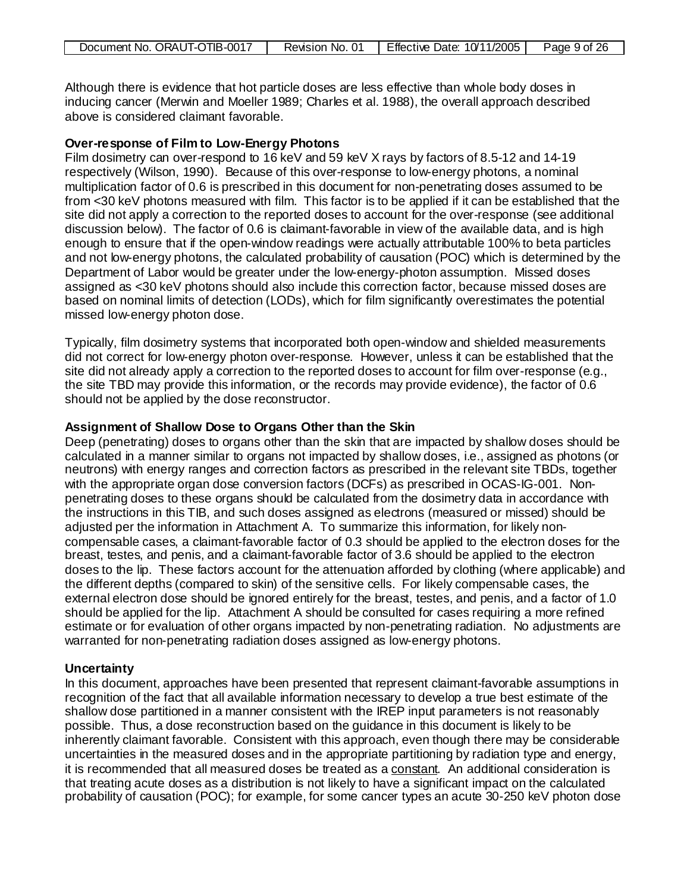Although there is evidence that hot particle doses are less effective than whole body doses in inducing cancer (Merwin and Moeller 1989; Charles et al. 1988), the overall approach described above is considered claimant favorable.

**Over-response of Film to Low-Energy Photons**

Film dosimetry can over-respond to 16 keV and 59 keV X rays by factors of 8.5-12 and 14-19 respectively (Wilson, 1990). Because of this over-response to low-energy photons, a nominal multiplication factor of 0.6 is prescribed in this document for non-penetrating doses assumed to be from <30 keV photons measured with film. This factor is to be applied if it can be established that the site did not apply a correction to the reported doses to account for the over-response (see additional discussion below). The factor of 0.6 is claimant-favorable in view of the available data, and is high enough to ensure that if the open-window readings were actually attributable 100% to beta particles and not low-energy photons, the calculated probability of causation (POC) which is determined by the Department of Labor would be greater under the low-energy-photon assumption. Missed doses assigned as <30 keV photons should also include this correction factor, because missed doses are based on nominal limits of detection (LODs), which for film significantly overestimates the potential missed low-energy photon dose.

Typically, film dosimetry systems that incorporated both open-window and shielded measurements did not correct for low-energy photon over-response. However, unless it can be established that the site did not already apply a correction to the reported doses to account for film over-response (e.g., the site TBD may provide this information, or the records may provide evidence), the factor of 0.6 should not be applied by the dose reconstructor.

**Assignment of Shallow Dose to Organs Other than the Skin**

Deep (penetrating) doses to organs other than the skin that are impacted by shallow doses should be calculated in a manner similar to organs not impacted by shallow doses, i.e., assigned as photons (or neutrons) with energy ranges and correction factors as prescribed in the relevant site TBDs, together with the appropriate organ dose conversion factors (DCFs) as prescribed in OCAS-IG-001. Non-penetrating doses to these organs should be calculated from the dosimetry data in accordance with the instructions in this TIB, and such doses assigned as electrons (measured or missed) should be adjusted per the information in Attachment A. To summarize this information, for likely non-compensable cases, a claimant-favorable factor of 0.3 should be applied to the electron doses for the breast, testes, and penis, and a claimant-favorable factor of 3.6 should be applied to the electron doses to the lip. These factors account for the attenuation afforded by clothing (where applicable) and the different depths (compared to skin) of the sensitive cells. For likely compensable cases, the external electron dose should be ignored entirely for the breast, testes, and penis, and a factor of 1.0 should be applied for the lip. Attachment A should be consulted for cases requiring a more refined estimate or for evaluation of other organs impacted by non-penetrating radiation. No adjustments are warranted for non-penetrating radiation doses assigned as low-energy photons.

**Uncertainty**

In this document, approaches have been presented that represent claimant-favorable assumptions in recognition of the fact that all available information necessary to develop a true best estimate of the shallow dose partitioned in a manner consistent with the IREP input parameters is not reasonably possible. Thus, a dose reconstruction based on the guidance in this document is likely to be inherently claimant favorable. Consistent with this approach, even though there may be considerable uncertainties in the measured doses and in the appropriate partitioning by radiation type and energy, it is recommended that all measured doses be treated as a constant. An additional consideration is that treating acute doses as a distribution is not likely to have a significant impact on the calculated probability of causation (POC); for example, for some cancer types an acute 30-250 keV photon dose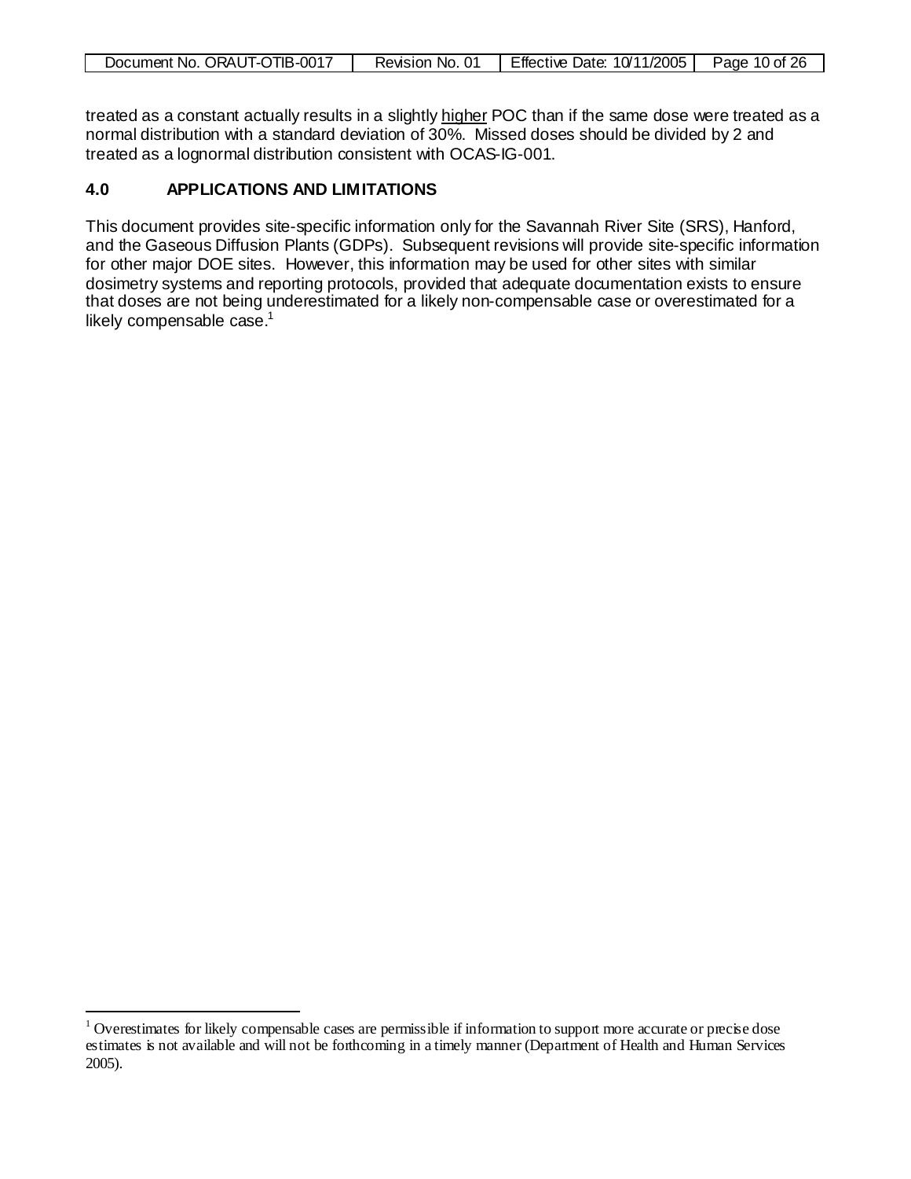treated as a constant actually results in a slightly <u>higher</u> POC than if the same dose were treated as a normal distribution with a standard deviation of 30%. Missed doses should be divided by 2 and treated as a lognormal distribution consistent with OCAS-IG-001.

## 4.0 APPLICATIONS AND LIMITATIONS

This document provides site-specific information only for the Savannah River Site (SRS), Hanford, and the Gaseous Diffusion Plants (GDPs). Subsequent revisions will provide site-specific information for other major DOE sites. However, this information may be used for other sites with similar dosimetry systems and reporting protocols, provided that adequate documentation exists to ensure that doses are not being underestimated for a likely non-compensable case or overestimated for a likely compensable case.[1]

[1] Overestimates for likely compensable cases are permissible if information to support more accurate or precise dose estimates is not available and will not be forthcoming in a timely manner (Department of Health and Human Services 2005).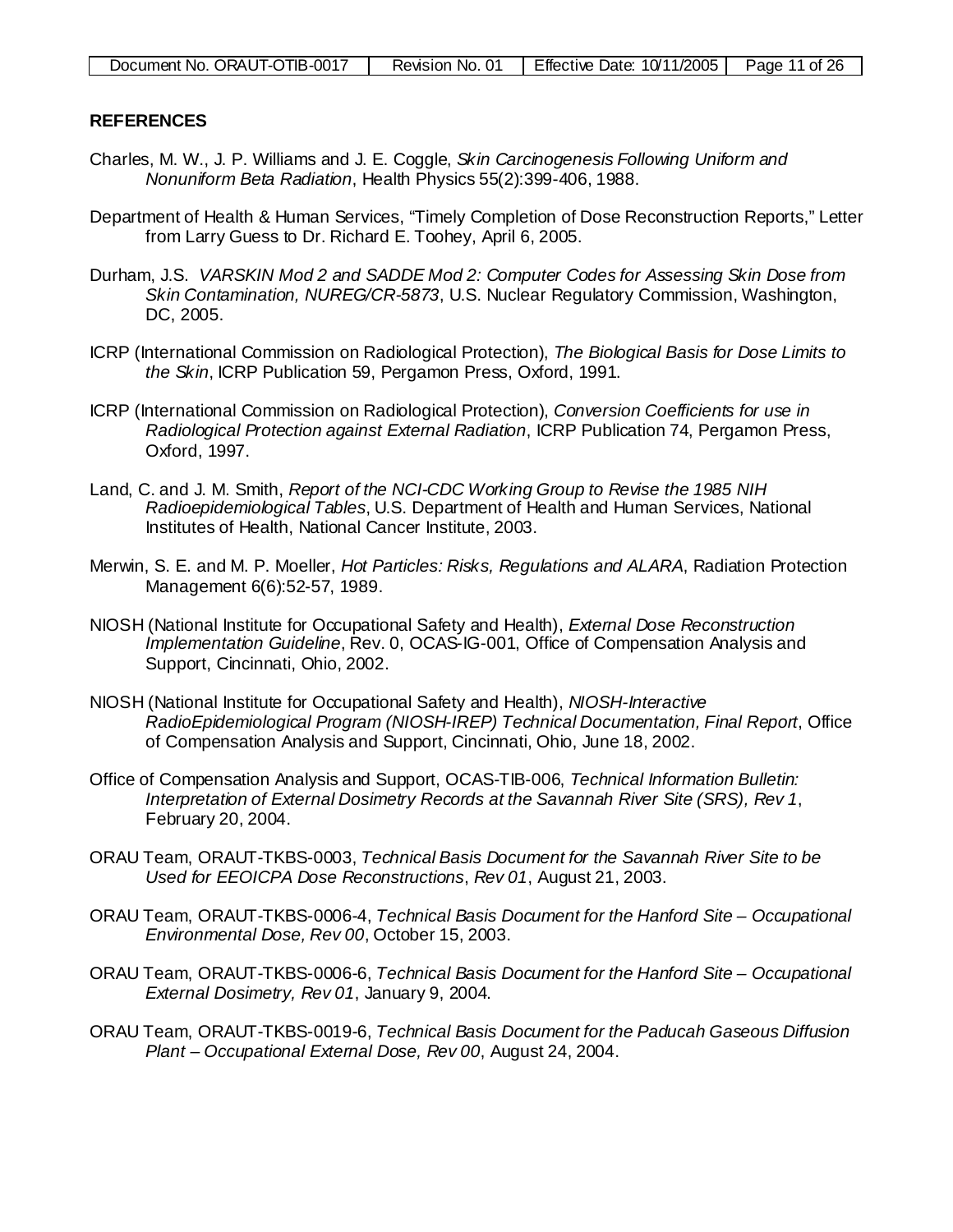**REFERENCES**

Charles, M. W., J. P. Williams and J. E. Coggle, *Skin Carcinogenesis Following Uniform and Nonuniform Beta Radiation*, Health Physics 55(2):399-406, 1988.

Department of Health & Human Services, "Timely Completion of Dose Reconstruction Reports," Letter from Larry Guess to Dr. Richard E. Toohey, April 6, 2005.

Durham, J.S. *VARSKIN Mod 2 and SADDE Mod 2: Computer Codes for Assessing Skin Dose from Skin Contamination, NUREG/CR-5873*, U.S. Nuclear Regulatory Commission, Washington, DC, 2005.

ICRP (International Commission on Radiological Protection), *The Biological Basis for Dose Limits to the Skin*, ICRP Publication 59, Pergamon Press, Oxford, 1991.

ICRP (International Commission on Radiological Protection), *Conversion Coefficients for use in Radiological Protection against External Radiation*, ICRP Publication 74, Pergamon Press, Oxford, 1997.

Land, C. and J. M. Smith, *Report of the NCI-CDC Working Group to Revise the 1985 NIH Radioepidemiological Tables*, U.S. Department of Health and Human Services, National Institutes of Health, National Cancer Institute, 2003.

Merwin, S. E. and M. P. Moeller, *Hot Particles: Risks, Regulations and ALARA*, Radiation Protection Management 6(6):52-57, 1989.

NIOSH (National Institute for Occupational Safety and Health), *External Dose Reconstruction Implementation Guideline*, Rev. 0, OCAS-IG-001, Office of Compensation Analysis and Support, Cincinnati, Ohio, 2002.

NIOSH (National Institute for Occupational Safety and Health), *NIOSH-Interactive RadioEpidemiological Program (NIOSH-IREP) Technical Documentation, Final Report*, Office of Compensation Analysis and Support, Cincinnati, Ohio, June 18, 2002.

Office of Compensation Analysis and Support, OCAS-TIB-006, *Technical Information Bulletin: Interpretation of External Dosimetry Records at the Savannah River Site (SRS), Rev 1*, February 20, 2004.

ORAU Team, ORAUT-TKBS-0003, *Technical Basis Document for the Savannah River Site to be Used for EEOICPA Dose Reconstructions*, *Rev 01*, August 21, 2003.

ORAU Team, ORAUT-TKBS-0006-4, *Technical Basis Document for the Hanford Site – Occupational Environmental Dose, Rev 00*, October 15, 2003.

ORAU Team, ORAUT-TKBS-0006-6, *Technical Basis Document for the Hanford Site – Occupational External Dosimetry, Rev 01*, January 9, 2004.

ORAU Team, ORAUT-TKBS-0019-6, *Technical Basis Document for the Paducah Gaseous Diffusion Plant – Occupational External Dose, Rev 00*, August 24, 2004.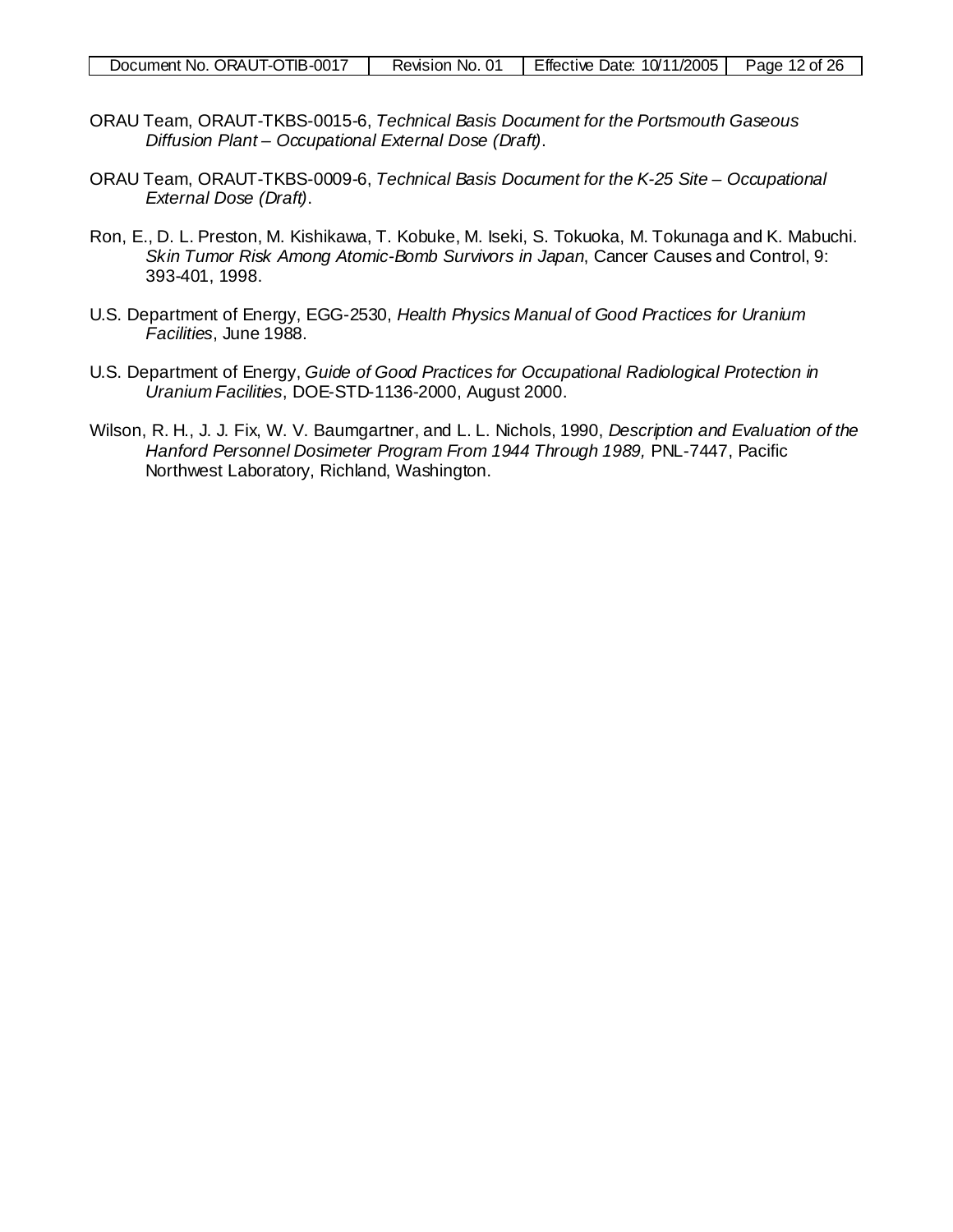ORAU Team, ORAUT-TKBS-0015-6, *Technical Basis Document for the Portsmouth Gaseous Diffusion Plant – Occupational External Dose (Draft)*.

ORAU Team, ORAUT-TKBS-0009-6, *Technical Basis Document for the K-25 Site – Occupational External Dose (Draft)*.

Ron, E., D. L. Preston, M. Kishikawa, T. Kobuke, M. Iseki, S. Tokuoka, M. Tokunaga and K. Mabuchi. *Skin Tumor Risk Among Atomic-Bomb Survivors in Japan*, Cancer Causes and Control, 9: 393-401, 1998.

U.S. Department of Energy, EGG-2530, *Health Physics Manual of Good Practices for Uranium Facilities*, June 1988.

U.S. Department of Energy, *Guide of Good Practices for Occupational Radiological Protection in Uranium Facilities*, DOE-STD-1136-2000, August 2000.

Wilson, R. H., J. J. Fix, W. V. Baumgartner, and L. L. Nichols, 1990, *Description and Evaluation of the Hanford Personnel Dosimeter Program From 1944 Through 1989,* PNL-7447, Pacific Northwest Laboratory, Richland, Washington.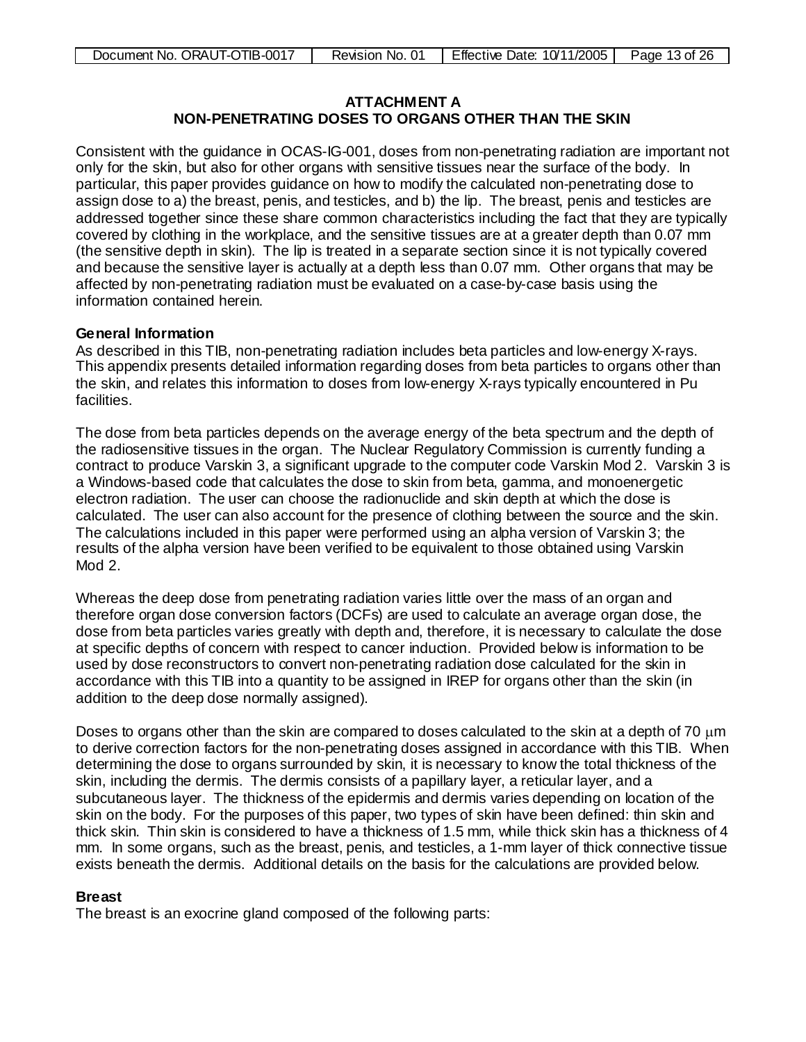## ATTACHMENT A
## NON-PENETRATING DOSES TO ORGANS OTHER THAN THE SKIN

Consistent with the guidance in OCAS-IG-001, doses from non-penetrating radiation are important not only for the skin, but also for other organs with sensitive tissues near the surface of the body. In particular, this paper provides guidance on how to modify the calculated non-penetrating dose to assign dose to a) the breast, penis, and testicles, and b) the lip. The breast, penis and testicles are addressed together since these share common characteristics including the fact that they are typically covered by clothing in the workplace, and the sensitive tissues are at a greater depth than 0.07 mm (the sensitive depth in skin). The lip is treated in a separate section since it is not typically covered and because the sensitive layer is actually at a depth less than 0.07 mm. Other organs that may be affected by non-penetrating radiation must be evaluated on a case-by-case basis using the information contained herein.

**General Information**

As described in this TIB, non-penetrating radiation includes beta particles and low-energy X-rays. This appendix presents detailed information regarding doses from beta particles to organs other than the skin, and relates this information to doses from low-energy X-rays typically encountered in Pu facilities.

The dose from beta particles depends on the average energy of the beta spectrum and the depth of the radiosensitive tissues in the organ. The Nuclear Regulatory Commission is currently funding a contract to produce Varskin 3, a significant upgrade to the computer code Varskin Mod 2. Varskin 3 is a Windows-based code that calculates the dose to skin from beta, gamma, and monoenergetic electron radiation. The user can choose the radionuclide and skin depth at which the dose is calculated. The user can also account for the presence of clothing between the source and the skin. The calculations included in this paper were performed using an alpha version of Varskin 3; the results of the alpha version have been verified to be equivalent to those obtained using Varskin Mod 2.

Whereas the deep dose from penetrating radiation varies little over the mass of an organ and therefore organ dose conversion factors (DCFs) are used to calculate an average organ dose, the dose from beta particles varies greatly with depth and, therefore, it is necessary to calculate the dose at specific depths of concern with respect to cancer induction. Provided below is information to be used by dose reconstructors to convert non-penetrating radiation dose calculated for the skin in accordance with this TIB into a quantity to be assigned in IREP for organs other than the skin (in addition to the deep dose normally assigned).

Doses to organs other than the skin are compared to doses calculated to the skin at a depth of 70 μm to derive correction factors for the non-penetrating doses assigned in accordance with this TIB. When determining the dose to organs surrounded by skin, it is necessary to know the total thickness of the skin, including the dermis. The dermis consists of a papillary layer, a reticular layer, and a subcutaneous layer. The thickness of the epidermis and dermis varies depending on location of the skin on the body. For the purposes of this paper, two types of skin have been defined: thin skin and thick skin. Thin skin is considered to have a thickness of 1.5 mm, while thick skin has a thickness of 4 mm. In some organs, such as the breast, penis, and testicles, a 1-mm layer of thick connective tissue exists beneath the dermis. Additional details on the basis for the calculations are provided below.

**Breast**

The breast is an exocrine gland composed of the following parts: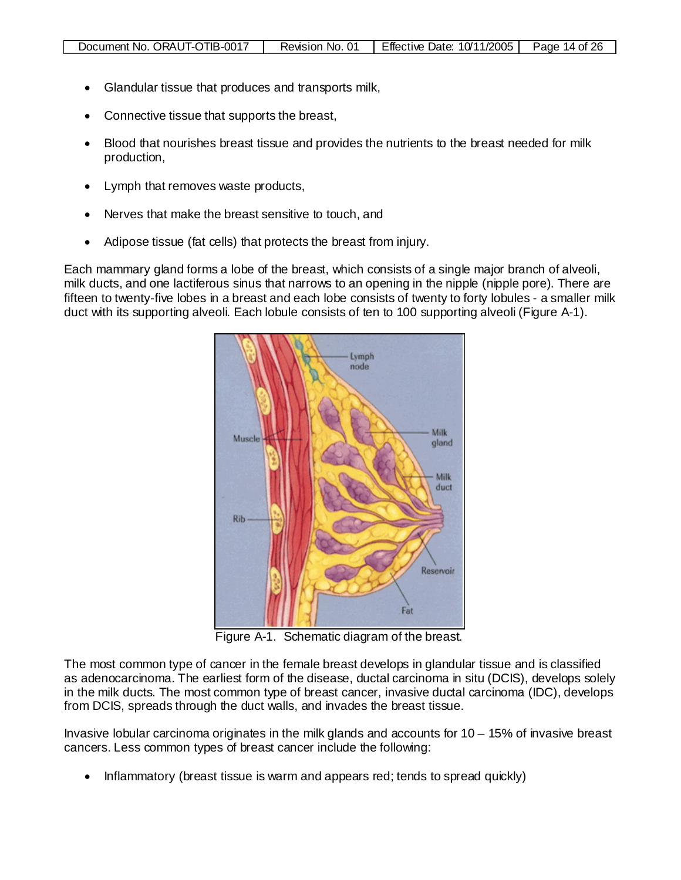- Glandular tissue that produces and transports milk,
- Connective tissue that supports the breast,
- Blood that nourishes breast tissue and provides the nutrients to the breast needed for milk production,
- Lymph that removes waste products,
- Nerves that make the breast sensitive to touch, and
- Adipose tissue (fat cells) that protects the breast from injury.

Each mammary gland forms a lobe of the breast, which consists of a single major branch of alveoli, milk ducts, and one lactiferous sinus that narrows to an opening in the nipple (nipple pore). There are fifteen to twenty-five lobes in a breast and each lobe consists of twenty to forty lobules - a smaller milk duct with its supporting alveoli. Each lobule consists of ten to 100 supporting alveoli (Figure A-1).

Figure A-1. Schematic diagram of the breast.

The most common type of cancer in the female breast develops in glandular tissue and is classified as adenocarcinoma. The earliest form of the disease, ductal carcinoma in situ (DCIS), develops solely in the milk ducts. The most common type of breast cancer, invasive ductal carcinoma (IDC), develops from DCIS, spreads through the duct walls, and invades the breast tissue.

Invasive lobular carcinoma originates in the milk glands and accounts for 10 – 15% of invasive breast cancers. Less common types of breast cancer include the following:

- Inflammatory (breast tissue is warm and appears red; tends to spread quickly)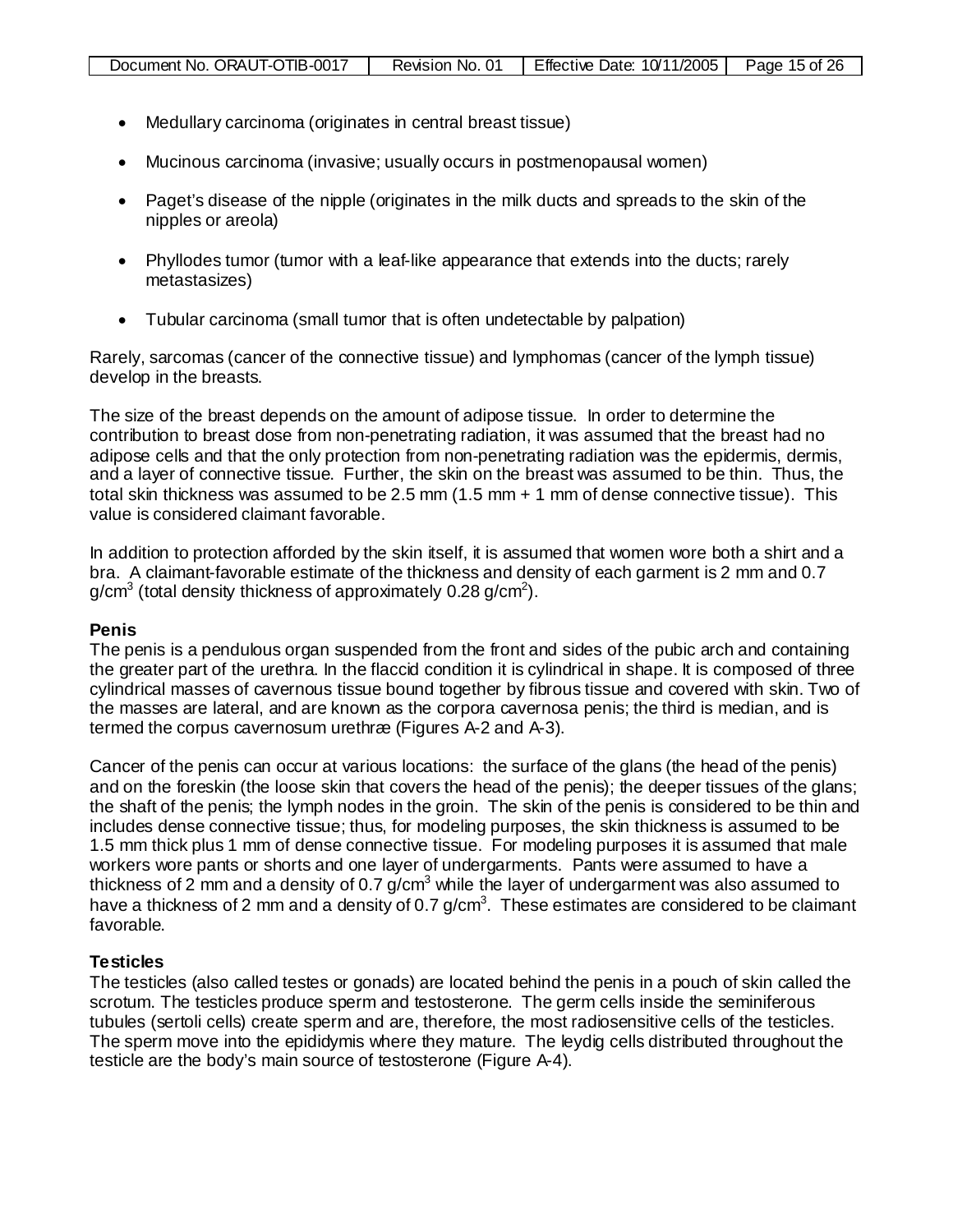- Medullary carcinoma (originates in central breast tissue)
- Mucinous carcinoma (invasive; usually occurs in postmenopausal women)
- Paget's disease of the nipple (originates in the milk ducts and spreads to the skin of the nipples or areola)
- Phyllodes tumor (tumor with a leaf-like appearance that extends into the ducts; rarely metastasizes)
- Tubular carcinoma (small tumor that is often undetectable by palpation)

Rarely, sarcomas (cancer of the connective tissue) and lymphomas (cancer of the lymph tissue) develop in the breasts.

The size of the breast depends on the amount of adipose tissue. In order to determine the contribution to breast dose from non-penetrating radiation, it was assumed that the breast had no adipose cells and that the only protection from non-penetrating radiation was the epidermis, dermis, and a layer of connective tissue. Further, the skin on the breast was assumed to be thin. Thus, the total skin thickness was assumed to be 2.5 mm (1.5 mm + 1 mm of dense connective tissue). This value is considered claimant favorable.

In addition to protection afforded by the skin itself, it is assumed that women wore both a shirt and a bra. A claimant-favorable estimate of the thickness and density of each garment is 2 mm and 0.7 $g/cm^3$ (total density thickness of approximately 0.28 $g/cm^2$).

**Penis**

The penis is a pendulous organ suspended from the front and sides of the pubic arch and containing the greater part of the urethra. In the flaccid condition it is cylindrical in shape. It is composed of three cylindrical masses of cavernous tissue bound together by fibrous tissue and covered with skin. Two of the masses are lateral, and are known as the corpora cavernosa penis; the third is median, and is termed the corpus cavernosum urethræ (Figures A-2 and A-3).

Cancer of the penis can occur at various locations: the surface of the glans (the head of the penis) and on the foreskin (the loose skin that covers the head of the penis); the deeper tissues of the glans; the shaft of the penis; the lymph nodes in the groin. The skin of the penis is considered to be thin and includes dense connective tissue; thus, for modeling purposes, the skin thickness is assumed to be 1.5 mm thick plus 1 mm of dense connective tissue. For modeling purposes it is assumed that male workers wore pants or shorts and one layer of undergarments. Pants were assumed to have a thickness of 2 mm and a density of 0.7 $g/cm^3$ while the layer of undergarment was also assumed to have a thickness of 2 mm and a density of 0.7 $g/cm^3$. These estimates are considered to be claimant favorable.

**Testicles**

The testicles (also called testes or gonads) are located behind the penis in a pouch of skin called the scrotum. The testicles produce sperm and testosterone. The germ cells inside the seminiferous tubules (sertoli cells) create sperm and are, therefore, the most radiosensitive cells of the testicles. The sperm move into the epididymis where they mature. The leydig cells distributed throughout the testicle are the body's main source of testosterone (Figure A-4).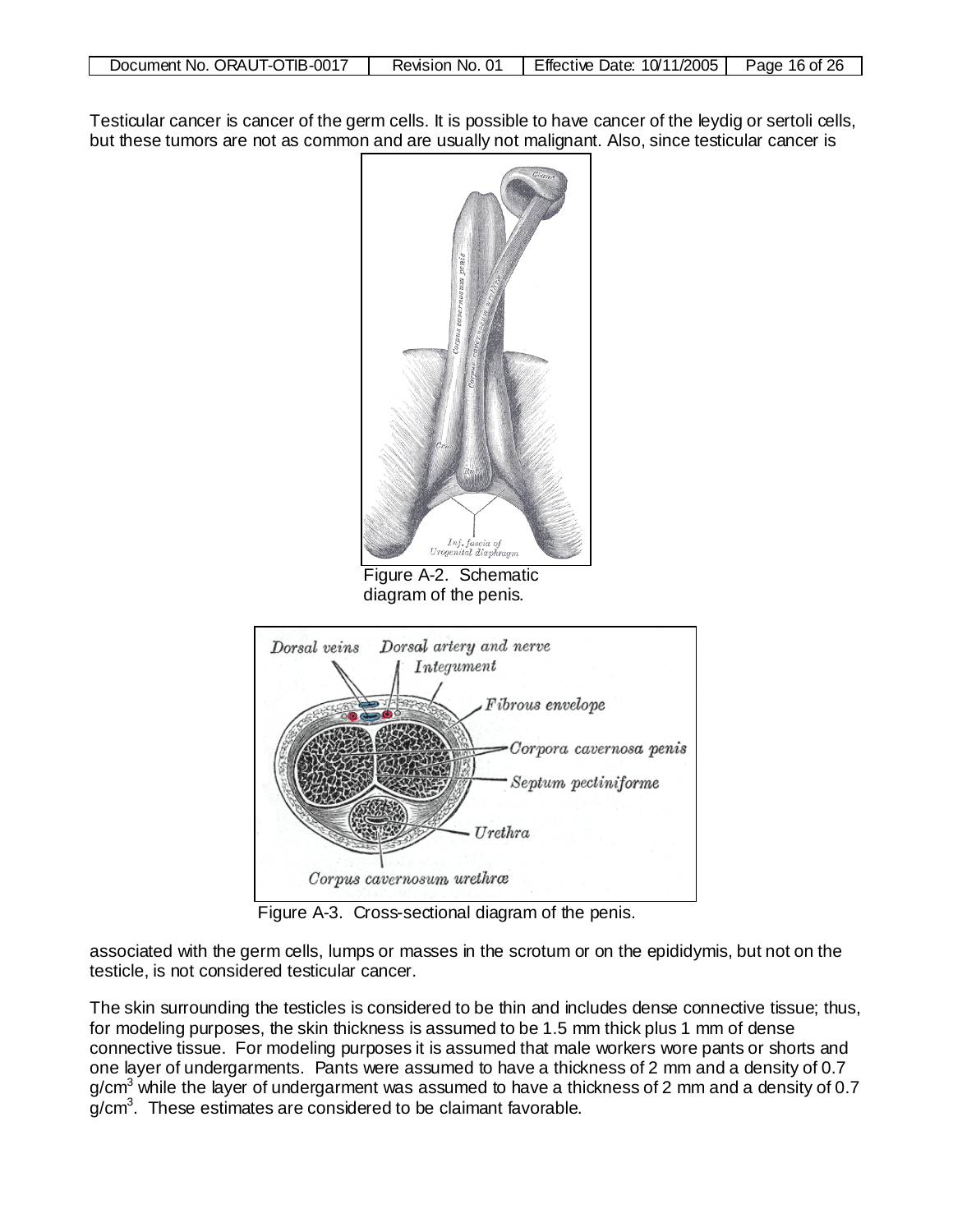Testicular cancer is cancer of the germ cells. It is possible to have cancer of the leydig or sertoli cells, but these tumors are not as common and are usually not malignant. Also, since testicular cancer is associated with the germ cells, lumps or masses in the scrotum or on the epididymis, but not on the testicle, is not considered testicular cancer.

Figure A-2. Schematic diagram of the penis.

Figure A-3. Cross-sectional diagram of the penis.

The skin surrounding the testicles is considered to be thin and includes dense connective tissue; thus, for modeling purposes, the skin thickness is assumed to be 1.5 mm thick plus 1 mm of dense connective tissue. For modeling purposes it is assumed that male workers wore pants or shorts and one layer of undergarments. Pants were assumed to have a thickness of 2 mm and a density of 0.7 $g/cm^3$ while the layer of undergarment was assumed to have a thickness of 2 mm and a density of 0.7 $g/cm^3$. These estimates are considered to be claimant favorable.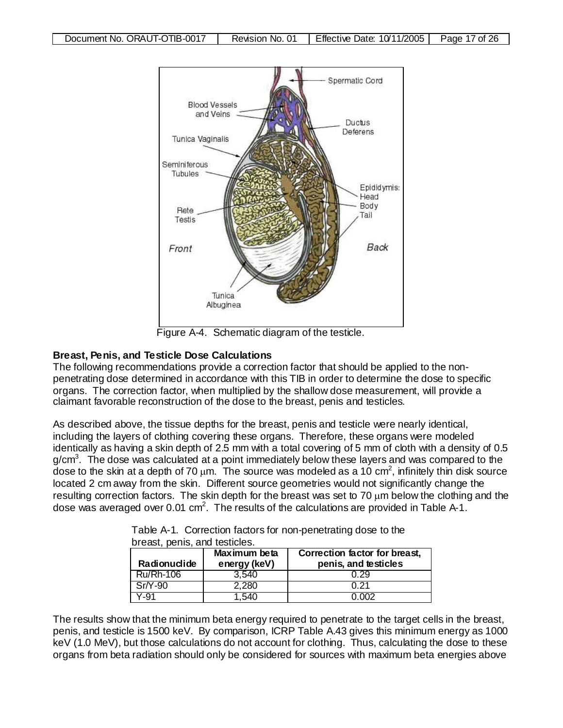Figure A-4. Schematic diagram of the testicle.

**Breast, Penis, and Testicle Dose Calculations**

The following recommendations provide a correction factor that should be applied to the non-penetrating dose determined in accordance with this TIB in order to determine the dose to specific organs. The correction factor, when multiplied by the shallow dose measurement, will provide a claimant favorable reconstruction of the dose to the breast, penis and testicles.

As described above, the tissue depths for the breast, penis and testicle were nearly identical, including the layers of clothing covering these organs. Therefore, these organs were modeled identically as having a skin depth of 2.5 mm with a total covering of 5 mm of cloth with a density of 0.5 g/cm$^3$. The dose was calculated at a point immediately below these layers and was compared to the dose to the skin at a depth of 70 μm. The source was modeled as a 10 cm$^2$, infinitely thin disk source located 2 cm away from the skin. Different source geometries would not significantly change the resulting correction factors. The skin depth for the breast was set to 70 μm below the clothing and the dose was averaged over 0.01 cm$^2$. The results of the calculations are provided in Table A-1.

Table A-1. Correction factors for non-penetrating dose to the breast, penis, and testicles.

| Radionuclide | Maximum beta energy (keV) | Correction factor for breast, penis, and testicles |
|---|---|---|
| Ru/Rh-106 | 3,540 | 0.29 |
| Sr/Y-90 | 2,280 | 0.21 |
| Y-91 | 1,540 | 0.002 |

The results show that the minimum beta energy required to penetrate to the target cells in the breast, penis, and testicle is 1500 keV. By comparison, ICRP Table A.43 gives this minimum energy as 1000 keV (1.0 MeV), but those calculations do not account for clothing. Thus, calculating the dose to these organs from beta radiation should only be considered for sources with maximum beta energies above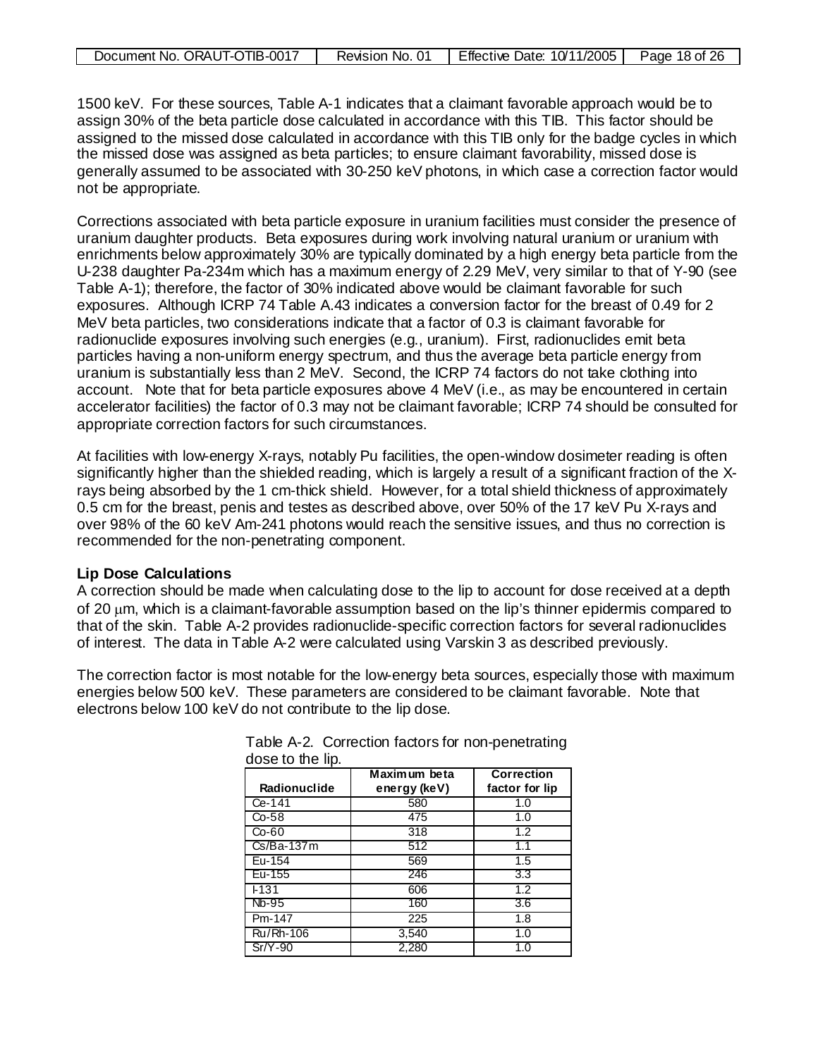1500 keV. For these sources, Table A-1 indicates that a claimant favorable approach would be to assign 30% of the beta particle dose calculated in accordance with this TIB. This factor should be assigned to the missed dose calculated in accordance with this TIB only for the badge cycles in which the missed dose was assigned as beta particles; to ensure claimant favorability, missed dose is generally assumed to be associated with 30-250 keV photons, in which case a correction factor would not be appropriate.

Corrections associated with beta particle exposure in uranium facilities must consider the presence of uranium daughter products. Beta exposures during work involving natural uranium or uranium with enrichments below approximately 30% are typically dominated by a high energy beta particle from the U-238 daughter Pa-234m which has a maximum energy of 2.29 MeV, very similar to that of Y-90 (see Table A-1); therefore, the factor of 30% indicated above would be claimant favorable for such exposures. Although ICRP 74 Table A.43 indicates a conversion factor for the breast of 0.49 for 2 MeV beta particles, two considerations indicate that a factor of 0.3 is claimant favorable for radionuclide exposures involving such energies (e.g., uranium). First, radionuclides emit beta particles having a non-uniform energy spectrum, and thus the average beta particle energy from uranium is substantially less than 2 MeV. Second, the ICRP 74 factors do not take clothing into account. Note that for beta particle exposures above 4 MeV (i.e., as may be encountered in certain accelerator facilities) the factor of 0.3 may not be claimant favorable; ICRP 74 should be consulted for appropriate correction factors for such circumstances.

At facilities with low-energy X-rays, notably Pu facilities, the open-window dosimeter reading is often significantly higher than the shielded reading, which is largely a result of a significant fraction of the X-rays being absorbed by the 1 cm-thick shield. However, for a total shield thickness of approximately 0.5 cm for the breast, penis and testes as described above, over 50% of the 17 keV Pu X-rays and over 98% of the 60 keV Am-241 photons would reach the sensitive issues, and thus no correction is recommended for the non-penetrating component.

**Lip Dose Calculations**

A correction should be made when calculating dose to the lip to account for dose received at a depth of 20 μm, which is a claimant-favorable assumption based on the lip's thinner epidermis compared to that of the skin. Table A-2 provides radionuclide-specific correction factors for several radionuclides of interest. The data in Table A-2 were calculated using Varskin 3 as described previously.

The correction factor is most notable for the low-energy beta sources, especially those with maximum energies below 500 keV. These parameters are considered to be claimant favorable. Note that electrons below 100 keV do not contribute to the lip dose.

Table A-2. Correction factors for non-penetrating dose to the lip.

| Radionuclide | Maximum beta energy (keV) | Correction factor for lip |
|---|---|---|
| Ce-141 | 580 | 1.0 |
| Co-58 | 475 | 1.0 |
| Co-60 | 318 | 1.2 |
| Cs/Ba-137m | 512 | 1.1 |
| Eu-154 | 569 | 1.5 |
| Eu-155 | 246 | 3.3 |
| I-131 | 606 | 1.2 |
| Nb-95 | 160 | 3.6 |
| Pm-147 | 225 | 1.8 |
| Ru/Rh-106 | 3,540 | 1.0 |
| Sr/Y-90 | 2,280 | 1.0 |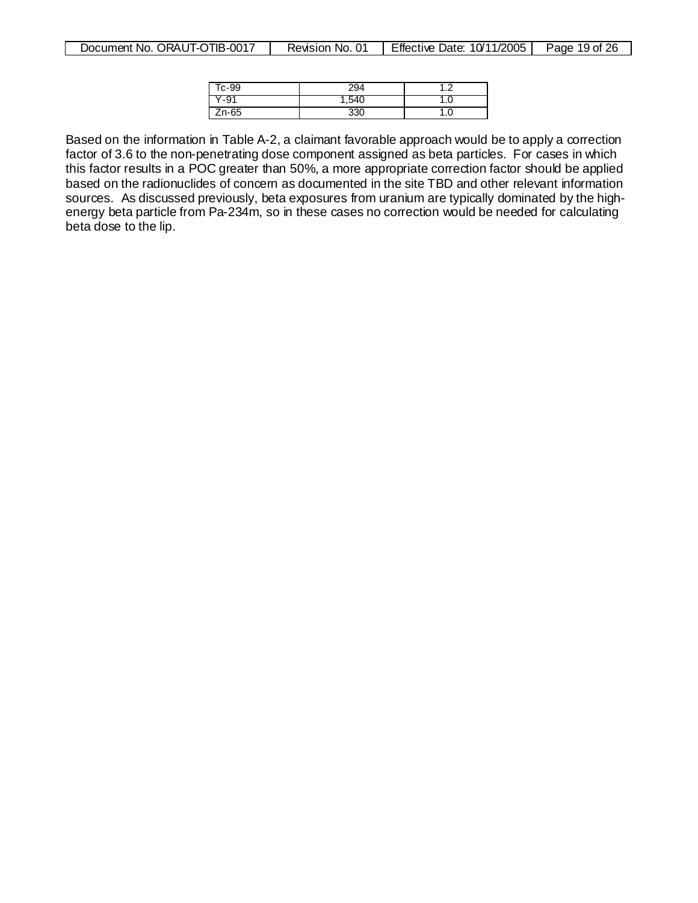| | | |
|---|---|---|
| Tc-99 | 294 | 1.2 |
| Y-91 | 1,540 | 1.0 |
| Zn-65 | 330 | 1.0 |

Based on the information in Table A-2, a claimant favorable approach would be to apply a correction factor of 3.6 to the non-penetrating dose component assigned as beta particles. For cases in which this factor results in a POC greater than 50%, a more appropriate correction factor should be applied based on the radionuclides of concern as documented in the site TBD and other relevant information sources. As discussed previously, beta exposures from uranium are typically dominated by the high-energy beta particle from Pa-234m, so in these cases no correction would be needed for calculating beta dose to the lip.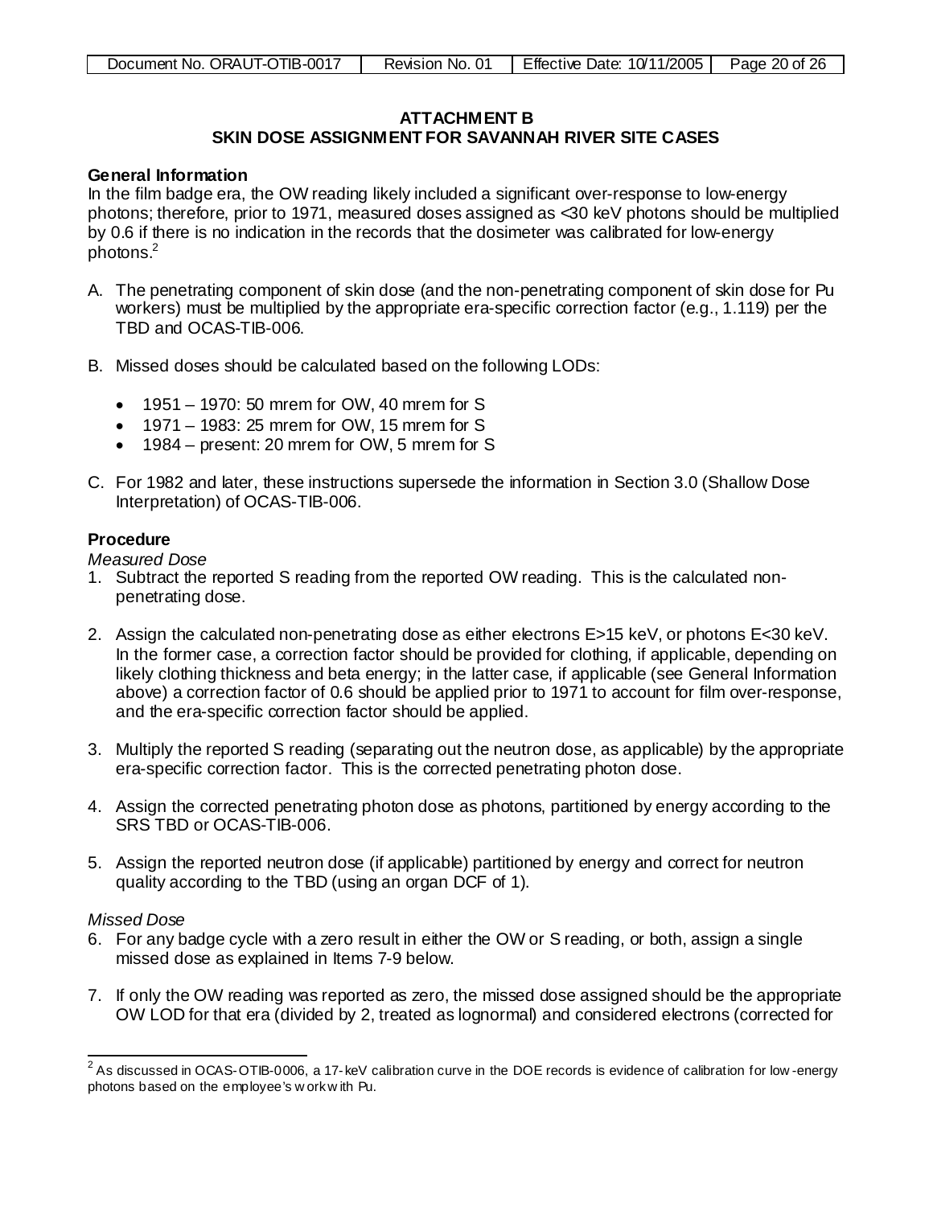## ATTACHMENT B
## SKIN DOSE ASSIGNMENT FOR SAVANNAH RIVER SITE CASES

**General Information**

In the film badge era, the OW reading likely included a significant over-response to low-energy photons; therefore, prior to 1971, measured doses assigned as <30 keV photons should be multiplied by 0.6 if there is no indication in the records that the dosimeter was calibrated for low-energy photons.[2]

A. The penetrating component of skin dose (and the non-penetrating component of skin dose for Pu workers) must be multiplied by the appropriate era-specific correction factor (e.g., 1.119) per the TBD and OCAS-TIB-006.

B. Missed doses should be calculated based on the following LODs:

- 1951 – 1970: 50 mrem for OW, 40 mrem for S
- 1971 – 1983: 25 mrem for OW, 15 mrem for S
- 1984 – present: 20 mrem for OW, 5 mrem for S

C. For 1982 and later, these instructions supersede the information in Section 3.0 (Shallow Dose Interpretation) of OCAS-TIB-006.

**Procedure**

*Measured Dose*

1. Subtract the reported S reading from the reported OW reading. This is the calculated non-penetrating dose.

2. Assign the calculated non-penetrating dose as either electrons E>15 keV, or photons E<30 keV. In the former case, a correction factor should be provided for clothing, if applicable, depending on likely clothing thickness and beta energy; in the latter case, if applicable (see General Information above) a correction factor of 0.6 should be applied prior to 1971 to account for film over-response, and the era-specific correction factor should be applied.

3. Multiply the reported S reading (separating out the neutron dose, as applicable) by the appropriate era-specific correction factor. This is the corrected penetrating photon dose.

4. Assign the corrected penetrating photon dose as photons, partitioned by energy according to the SRS TBD or OCAS-TIB-006.

5. Assign the reported neutron dose (if applicable) partitioned by energy and correct for neutron quality according to the TBD (using an organ DCF of 1).

*Missed Dose*

6. For any badge cycle with a zero result in either the OW or S reading, or both, assign a single missed dose as explained in Items 7-9 below.

7. If only the OW reading was reported as zero, the missed dose assigned should be the appropriate OW LOD for that era (divided by 2, treated as lognormal) and considered electrons (corrected for

---

[2] As discussed in OCAS-OTIB-0006, a 17-keV calibration curve in the DOE records is evidence of calibration for low-energy photons based on the employee's work with Pu.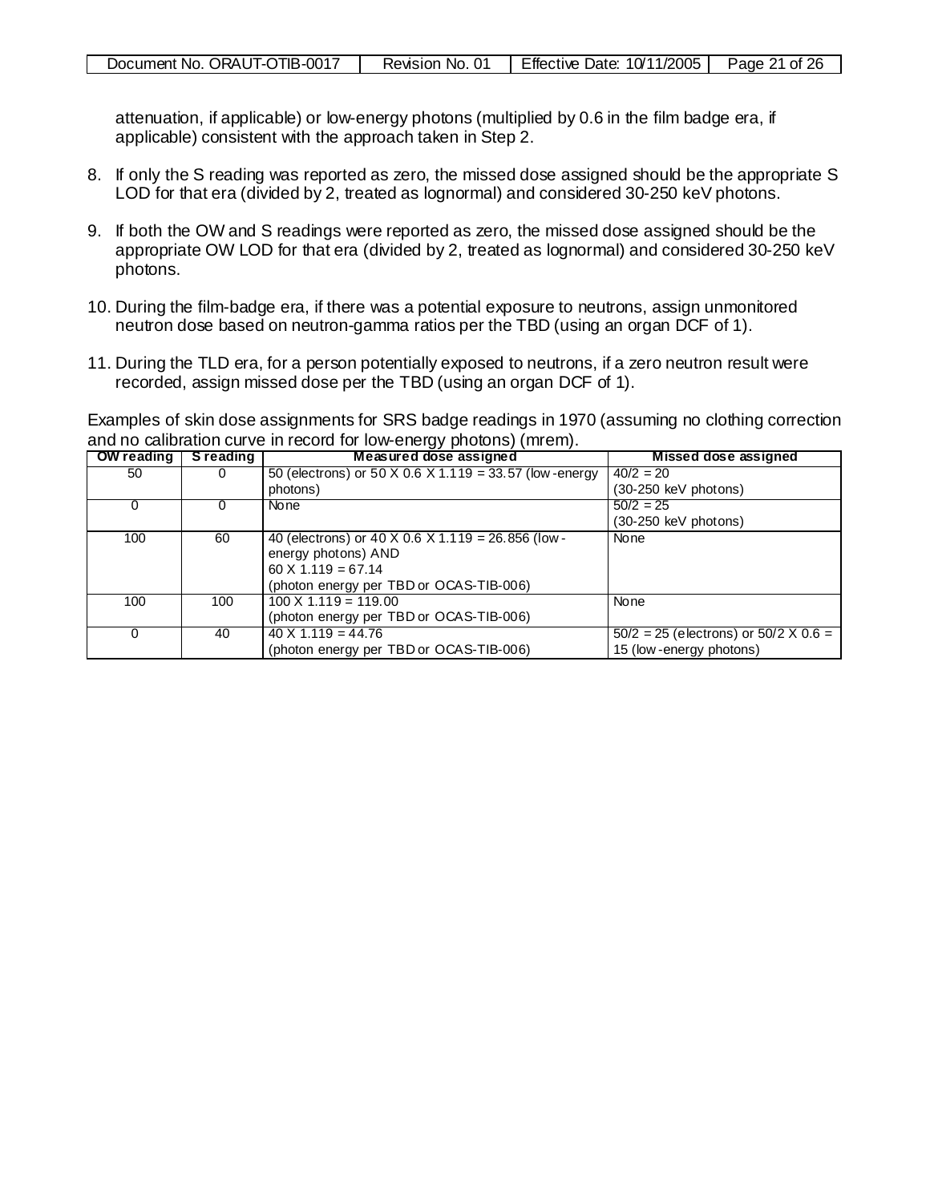attenuation, if applicable) or low-energy photons (multiplied by 0.6 in the film badge era, if applicable) consistent with the approach taken in Step 2.

8. If only the S reading was reported as zero, the missed dose assigned should be the appropriate S LOD for that era (divided by 2, treated as lognormal) and considered 30-250 keV photons.

9. If both the OW and S readings were reported as zero, the missed dose assigned should be the appropriate OW LOD for that era (divided by 2, treated as lognormal) and considered 30-250 keV photons.

10. During the film-badge era, if there was a potential exposure to neutrons, assign unmonitored neutron dose based on neutron-gamma ratios per the TBD (using an organ DCF of 1).

11. During the TLD era, for a person potentially exposed to neutrons, if a zero neutron result were recorded, assign missed dose per the TBD (using an organ DCF of 1).

Examples of skin dose assignments for SRS badge readings in 1970 (assuming no clothing correction and no calibration curve in record for low-energy photons) (mrem).

| OW reading | S reading | Measured dose assigned | Missed dose assigned |
|---|---|---|---|
| 50 | 0 | 50 (electrons) or 50 X 0.6 X 1.119 = 33.57 (low-energy photons) | 40/2 = 20<br>(30-250 keV photons) |
| 0 | 0 | None | 50/2 = 25<br>(30-250 keV photons) |
| 100 | 60 | 40 (electrons) or 40 X 0.6 X 1.119 = 26.856 (low-energy photons) AND<br>60 X 1.119 = 67.14<br>(photon energy per TBD or OCAS-TIB-006) | None |
| 100 | 100 | 100 X 1.119 = 119.00<br>(photon energy per TBD or OCAS-TIB-006) | None |
| 0 | 40 | 40 X 1.119 = 44.76<br>(photon energy per TBD or OCAS-TIB-006) | 50/2 = 25 (electrons) or 50/2 X 0.6 = 15 (low-energy photons) |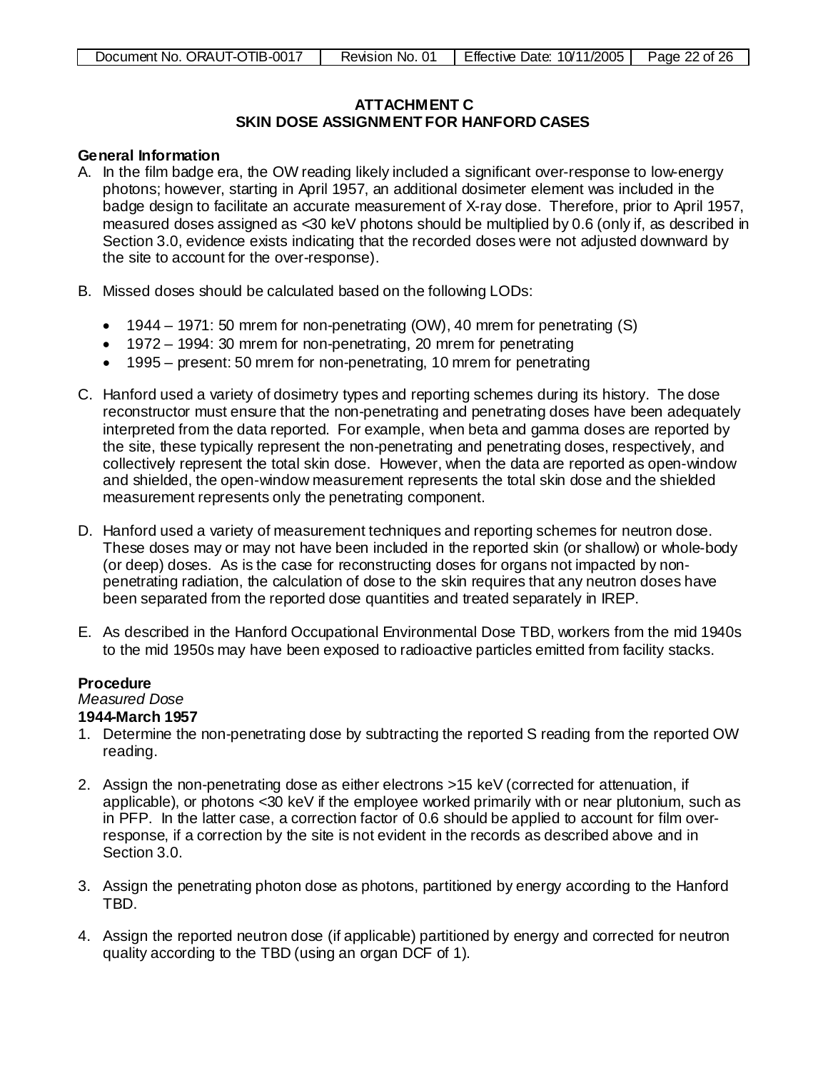## ATTACHMENT C
## SKIN DOSE ASSIGNMENT FOR HANFORD CASES

**General Information**

A. In the film badge era, the OW reading likely included a significant over-response to low-energy photons; however, starting in April 1957, an additional dosimeter element was included in the badge design to facilitate an accurate measurement of X-ray dose. Therefore, prior to April 1957, measured doses assigned as <30 keV photons should be multiplied by 0.6 (only if, as described in Section 3.0, evidence exists indicating that the recorded doses were not adjusted downward by the site to account for the over-response).

B. Missed doses should be calculated based on the following LODs:

   - 1944 – 1971: 50 mrem for non-penetrating (OW), 40 mrem for penetrating (S)
   - 1972 – 1994: 30 mrem for non-penetrating, 20 mrem for penetrating
   - 1995 – present: 50 mrem for non-penetrating, 10 mrem for penetrating

C. Hanford used a variety of dosimetry types and reporting schemes during its history. The dose reconstructor must ensure that the non-penetrating and penetrating doses have been adequately interpreted from the data reported. For example, when beta and gamma doses are reported by the site, these typically represent the non-penetrating and penetrating doses, respectively, and collectively represent the total skin dose. However, when the data are reported as open-window and shielded, the open-window measurement represents the total skin dose and the shielded measurement represents only the penetrating component.

D. Hanford used a variety of measurement techniques and reporting schemes for neutron dose. These doses may or may not have been included in the reported skin (or shallow) or whole-body (or deep) doses. As is the case for reconstructing doses for organs not impacted by non-penetrating radiation, the calculation of dose to the skin requires that any neutron doses have been separated from the reported dose quantities and treated separately in IREP.

E. As described in the Hanford Occupational Environmental Dose TBD, workers from the mid 1940s to the mid 1950s may have been exposed to radioactive particles emitted from facility stacks.

**Procedure**

*Measured Dose*

**1944-March 1957**

1. Determine the non-penetrating dose by subtracting the reported S reading from the reported OW reading.

2. Assign the non-penetrating dose as either electrons >15 keV (corrected for attenuation, if applicable), or photons <30 keV if the employee worked primarily with or near plutonium, such as in PFP. In the latter case, a correction factor of 0.6 should be applied to account for film over-response, if a correction by the site is not evident in the records as described above and in Section 3.0.

3. Assign the penetrating photon dose as photons, partitioned by energy according to the Hanford TBD.

4. Assign the reported neutron dose (if applicable) partitioned by energy and corrected for neutron quality according to the TBD (using an organ DCF of 1).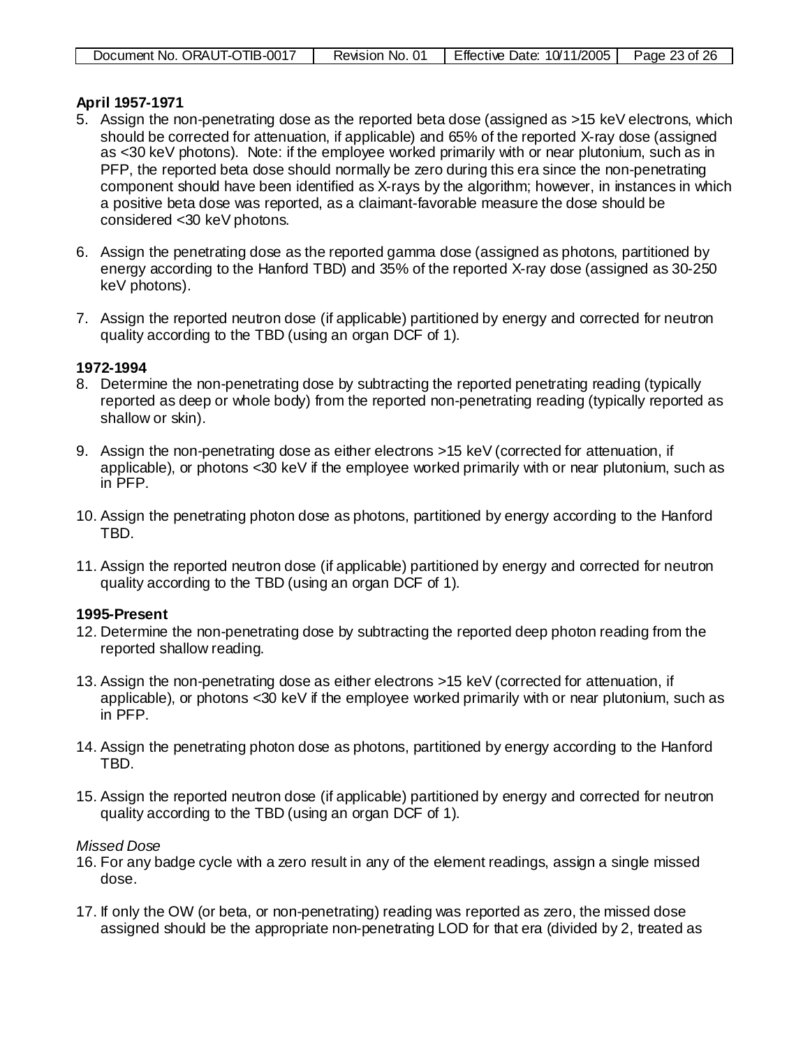**April 1957-1971**

5. Assign the non-penetrating dose as the reported beta dose (assigned as >15 keV electrons, which should be corrected for attenuation, if applicable) and 65% of the reported X-ray dose (assigned as <30 keV photons). Note: if the employee worked primarily with or near plutonium, such as in PFP, the reported beta dose should normally be zero during this era since the non-penetrating component should have been identified as X-rays by the algorithm; however, in instances in which a positive beta dose was reported, as a claimant-favorable measure the dose should be considered <30 keV photons.

6. Assign the penetrating dose as the reported gamma dose (assigned as photons, partitioned by energy according to the Hanford TBD) and 35% of the reported X-ray dose (assigned as 30-250 keV photons).

7. Assign the reported neutron dose (if applicable) partitioned by energy and corrected for neutron quality according to the TBD (using an organ DCF of 1).

**1972-1994**

8. Determine the non-penetrating dose by subtracting the reported penetrating reading (typically reported as deep or whole body) from the reported non-penetrating reading (typically reported as shallow or skin).

9. Assign the non-penetrating dose as either electrons >15 keV (corrected for attenuation, if applicable), or photons <30 keV if the employee worked primarily with or near plutonium, such as in PFP.

10. Assign the penetrating photon dose as photons, partitioned by energy according to the Hanford TBD.

11. Assign the reported neutron dose (if applicable) partitioned by energy and corrected for neutron quality according to the TBD (using an organ DCF of 1).

**1995-Present**

12. Determine the non-penetrating dose by subtracting the reported deep photon reading from the reported shallow reading.

13. Assign the non-penetrating dose as either electrons >15 keV (corrected for attenuation, if applicable), or photons <30 keV if the employee worked primarily with or near plutonium, such as in PFP.

14. Assign the penetrating photon dose as photons, partitioned by energy according to the Hanford TBD.

15. Assign the reported neutron dose (if applicable) partitioned by energy and corrected for neutron quality according to the TBD (using an organ DCF of 1).

*Missed Dose*

16. For any badge cycle with a zero result in any of the element readings, assign a single missed dose.

17. If only the OW (or beta, or non-penetrating) reading was reported as zero, the missed dose assigned should be the appropriate non-penetrating LOD for that era (divided by 2, treated as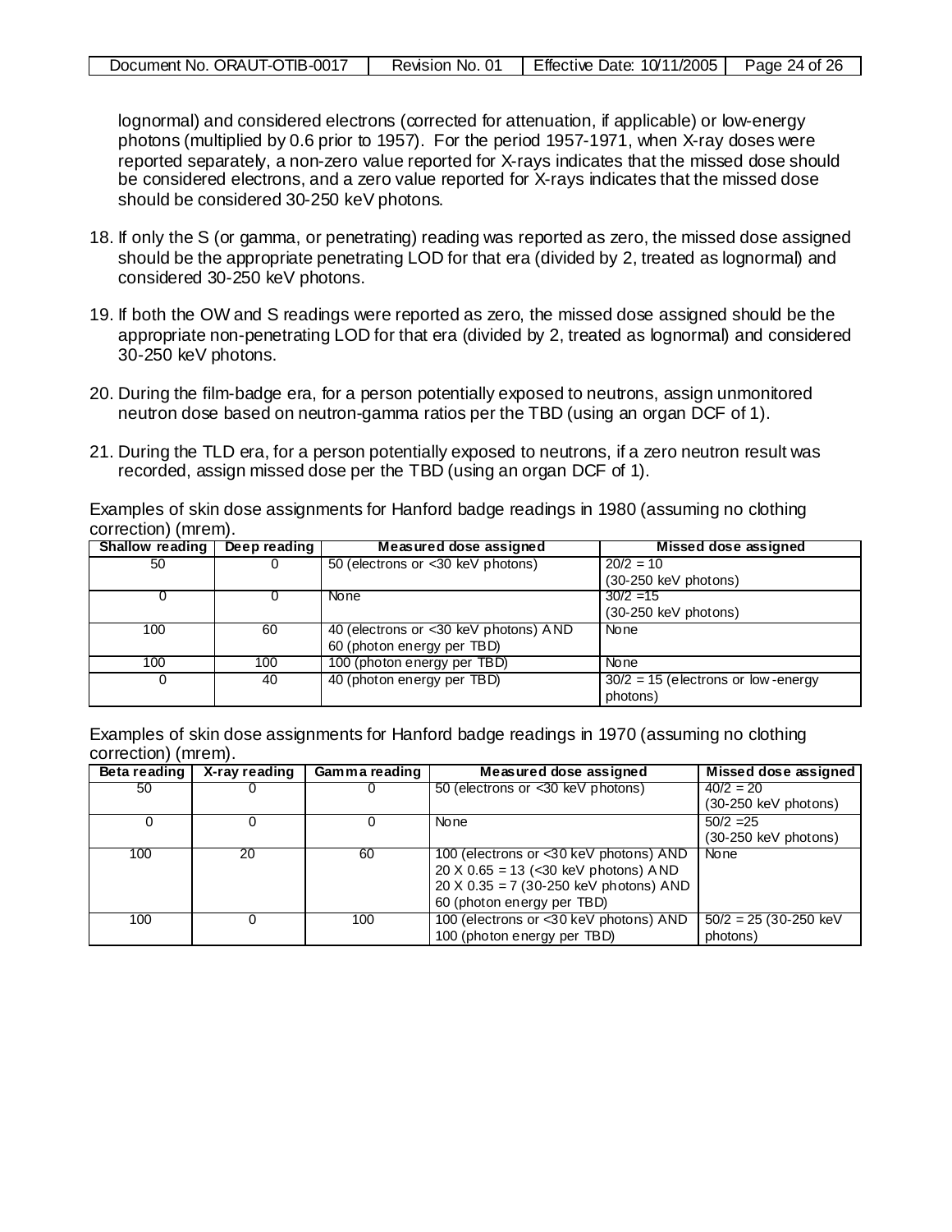lognormal) and considered electrons (corrected for attenuation, if applicable) or low-energy photons (multiplied by 0.6 prior to 1957). For the period 1957-1971, when X-ray doses were reported separately, a non-zero value reported for X-rays indicates that the missed dose should be considered electrons, and a zero value reported for X-rays indicates that the missed dose should be considered 30-250 keV photons.

18. If only the S (or gamma, or penetrating) reading was reported as zero, the missed dose assigned should be the appropriate penetrating LOD for that era (divided by 2, treated as lognormal) and considered 30-250 keV photons.

19. If both the OW and S readings were reported as zero, the missed dose assigned should be the appropriate non-penetrating LOD for that era (divided by 2, treated as lognormal) and considered 30-250 keV photons.

20. During the film-badge era, for a person potentially exposed to neutrons, assign unmonitored neutron dose based on neutron-gamma ratios per the TBD (using an organ DCF of 1).

21. During the TLD era, for a person potentially exposed to neutrons, if a zero neutron result was recorded, assign missed dose per the TBD (using an organ DCF of 1).

Examples of skin dose assignments for Hanford badge readings in 1980 (assuming no clothing correction) (mrem).

| Shallow reading | Deep reading | Measured dose assigned | Missed dose assigned |
|---|---|---|---|
| 50 | 0 | 50 (electrons or <30 keV photons) | 20/2 = 10 (30-250 keV photons) |
| 0 | 0 | None | 30/2 =15 (30-250 keV photons) |
| 100 | 60 | 40 (electrons or <30 keV photons) AND 60 (photon energy per TBD) | None |
| 100 | 100 | 100 (photon energy per TBD) | None |
| 0 | 40 | 40 (photon energy per TBD) | 30/2 = 15 (electrons or low-energy photons) |

Examples of skin dose assignments for Hanford badge readings in 1970 (assuming no clothing correction) (mrem).

| Beta reading | X-ray reading | Gamma reading | Measured dose assigned | Missed dose assigned |
|---|---|---|---|---|
| 50 | 0 | 0 | 50 (electrons or <30 keV photons) | 40/2 = 20 (30-250 keV photons) |
| 0 | 0 | 0 | None | 50/2 =25 (30-250 keV photons) |
| 100 | 20 | 60 | 100 (electrons or <30 keV photons) AND 20 X 0.65 = 13 (<30 keV photons) AND 20 X 0.35 = 7 (30-250 keV photons) AND 60 (photon energy per TBD) | None |
| 100 | 0 | 100 | 100 (electrons or <30 keV photons) AND 100 (photon energy per TBD) | 50/2 = 25 (30-250 keV photons) |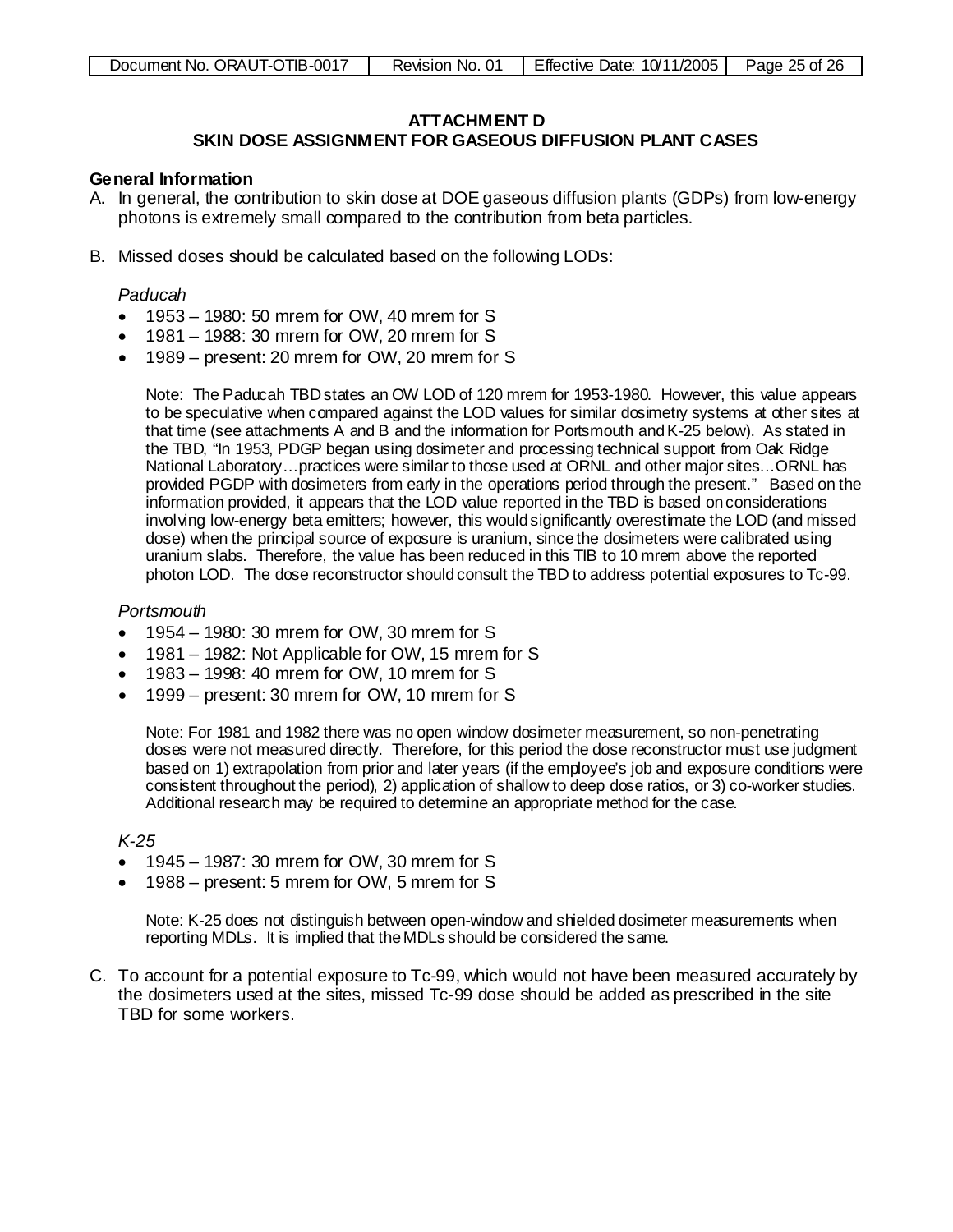# ATTACHMENT D
## SKIN DOSE ASSIGNMENT FOR GASEOUS DIFFUSION PLANT CASES

**General Information**

A. In general, the contribution to skin dose at DOE gaseous diffusion plants (GDPs) from low-energy photons is extremely small compared to the contribution from beta particles.

B. Missed doses should be calculated based on the following LODs:

*Paducah*

- 1953 – 1980: 50 mrem for OW, 40 mrem for S
- 1981 – 1988: 30 mrem for OW, 20 mrem for S
- 1989 – present: 20 mrem for OW, 20 mrem for S

Note: The Paducah TBD states an OW LOD of 120 mrem for 1953-1980. However, this value appears to be speculative when compared against the LOD values for similar dosimetry systems at other sites at that time (see attachments A and B and the information for Portsmouth and K-25 below). As stated in the TBD, "In 1953, PDGP began using dosimeter and processing technical support from Oak Ridge National Laboratory…practices were similar to those used at ORNL and other major sites…ORNL has provided PGDP with dosimeters from early in the operations period through the present." Based on the information provided, it appears that the LOD value reported in the TBD is based on considerations involving low-energy beta emitters; however, this would significantly overestimate the LOD (and missed dose) when the principal source of exposure is uranium, since the dosimeters were calibrated using uranium slabs. Therefore, the value has been reduced in this TIB to 10 mrem above the reported photon LOD. The dose reconstructor should consult the TBD to address potential exposures to Tc-99.

*Portsmouth*

- 1954 – 1980: 30 mrem for OW, 30 mrem for S
- 1981 – 1982: Not Applicable for OW, 15 mrem for S
- 1983 – 1998: 40 mrem for OW, 10 mrem for S
- 1999 – present: 30 mrem for OW, 10 mrem for S

Note: For 1981 and 1982 there was no open window dosimeter measurement, so non-penetrating doses were not measured directly. Therefore, for this period the dose reconstructor must use judgment based on 1) extrapolation from prior and later years (if the employee's job and exposure conditions were consistent throughout the period), 2) application of shallow to deep dose ratios, or 3) co-worker studies. Additional research may be required to determine an appropriate method for the case.

*K-25*

- 1945 – 1987: 30 mrem for OW, 30 mrem for S
- 1988 – present: 5 mrem for OW, 5 mrem for S

Note: K-25 does not distinguish between open-window and shielded dosimeter measurements when reporting MDLs. It is implied that the MDLs should be considered the same.

C. To account for a potential exposure to Tc-99, which would not have been measured accurately by the dosimeters used at the sites, missed Tc-99 dose should be added as prescribed in the site TBD for some workers.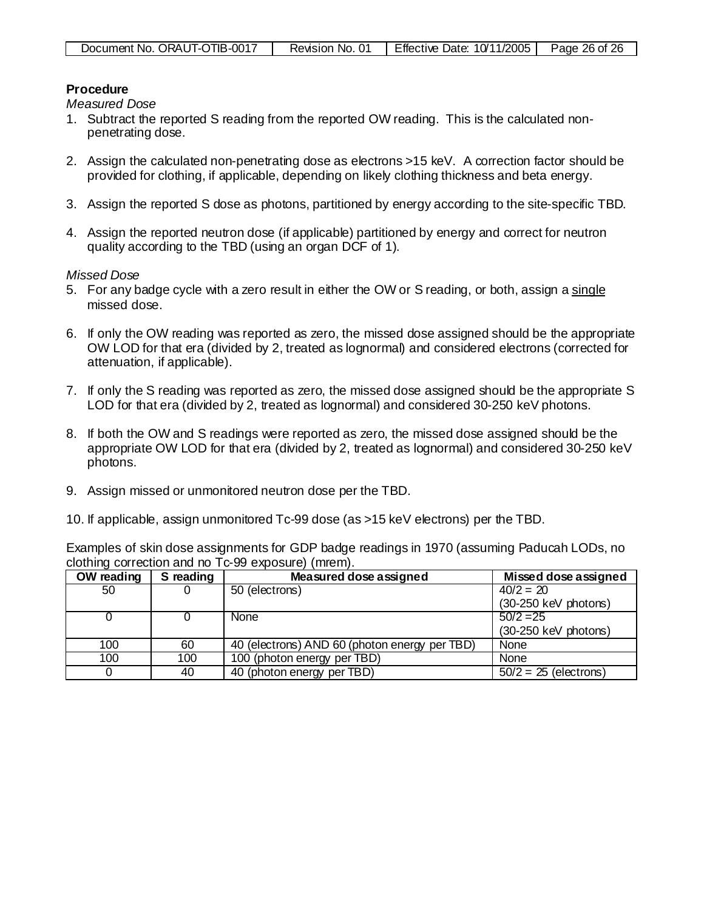**Procedure**

*Measured Dose*

1. Subtract the reported S reading from the reported OW reading. This is the calculated non-penetrating dose.

2. Assign the calculated non-penetrating dose as electrons >15 keV. A correction factor should be provided for clothing, if applicable, depending on likely clothing thickness and beta energy.

3. Assign the reported S dose as photons, partitioned by energy according to the site-specific TBD.

4. Assign the reported neutron dose (if applicable) partitioned by energy and correct for neutron quality according to the TBD (using an organ DCF of 1).

*Missed Dose*

5. For any badge cycle with a zero result in either the OW or S reading, or both, assign a <u>single</u> missed dose.

6. If only the OW reading was reported as zero, the missed dose assigned should be the appropriate OW LOD for that era (divided by 2, treated as lognormal) and considered electrons (corrected for attenuation, if applicable).

7. If only the S reading was reported as zero, the missed dose assigned should be the appropriate S LOD for that era (divided by 2, treated as lognormal) and considered 30-250 keV photons.

8. If both the OW and S readings were reported as zero, the missed dose assigned should be the appropriate OW LOD for that era (divided by 2, treated as lognormal) and considered 30-250 keV photons.

9. Assign missed or unmonitored neutron dose per the TBD.

10. If applicable, assign unmonitored Tc-99 dose (as >15 keV electrons) per the TBD.

Examples of skin dose assignments for GDP badge readings in 1970 (assuming Paducah LODs, no clothing correction and no Tc-99 exposure) (mrem).

| OW reading | S reading | Measured dose assigned | Missed dose assigned |
|---|---|---|---|
| 50 | 0 | 50 (electrons) | 40/2 = 20 (30-250 keV photons) |
| 0 | 0 | None | 50/2 =25 (30-250 keV photons) |
| 100 | 60 | 40 (electrons) AND 60 (photon energy per TBD) | None |
| 100 | 100 | 100 (photon energy per TBD) | None |
| 0 | 40 | 40 (photon energy per TBD) | 50/2 = 25 (electrons) |